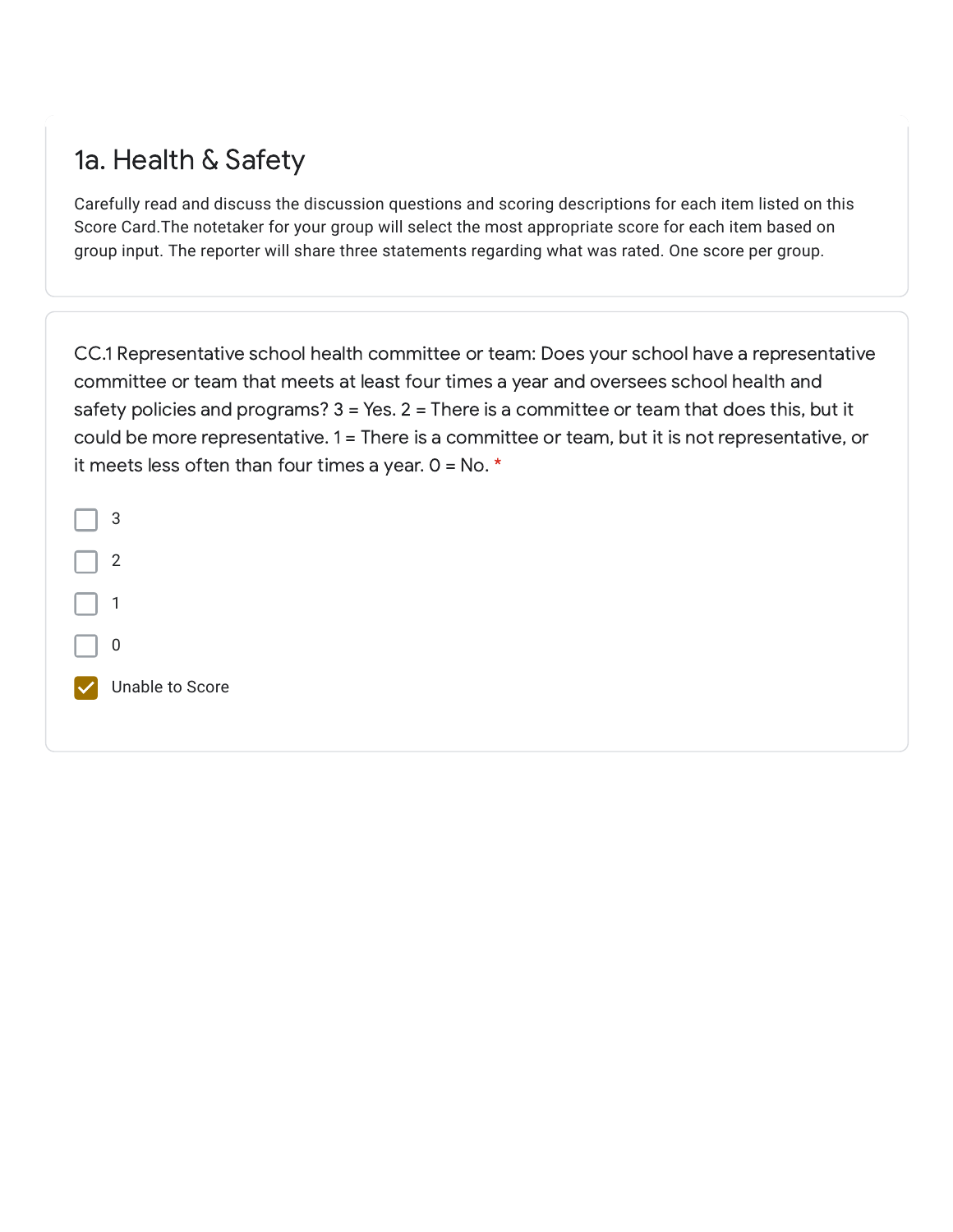# 1a. Health & Safety

Carefully read and discuss the discussion questions and scoring descriptions for each item listed on this Score Card.The notetaker for your group will select the most appropriate score for each item based on group input. The reporter will share three statements regarding what was rated. One score per group.

CC.1 Representative school health committee or team: Does your school have a representative committee or team that meets at least four times a year and oversees school health and safety policies and programs? 3 = Yes. 2 = There is a committee or team that does this, but it could be more representative. 1 = There is a committee or team, but it is not representative, or it meets less often than four times a year. 0 = No. *

- [ ] 3
- [ ] 2
- [ ] 1
- [ ] 0
- [x] Unable to Score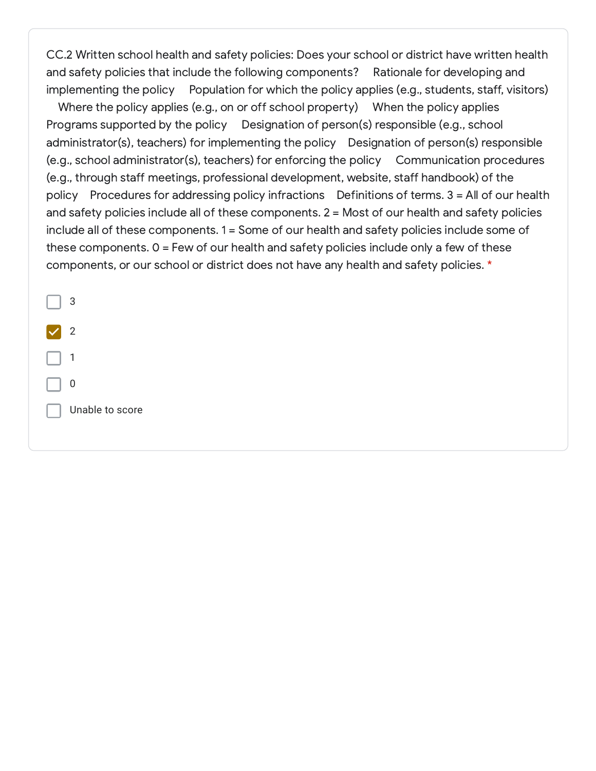CC.2 Written school health and safety policies: Does your school or district have written health and safety policies that include the following components?    Rationale for developing and implementing the policy    Population for which the policy applies (e.g., students, staff, visitors)    Where the policy applies (e.g., on or off school property)    When the policy applies    Programs supported by the policy    Designation of person(s) responsible (e.g., school administrator(s), teachers) for implementing the policy    Designation of person(s) responsible (e.g., school administrator(s), teachers) for enforcing the policy    Communication procedures (e.g., through staff meetings, professional development, website, staff handbook) of the policy    Procedures for addressing policy infractions    Definitions of terms. 3 = All of our health and safety policies include all of these components. 2 = Most of our health and safety policies include all of these components. 1 = Some of our health and safety policies include some of these components. 0 = Few of our health and safety policies include only a few of these components, or our school or district does not have any health and safety policies. *

- [ ] 3
- [x] 2
- [ ] 1
- [ ] 0
- [ ] Unable to score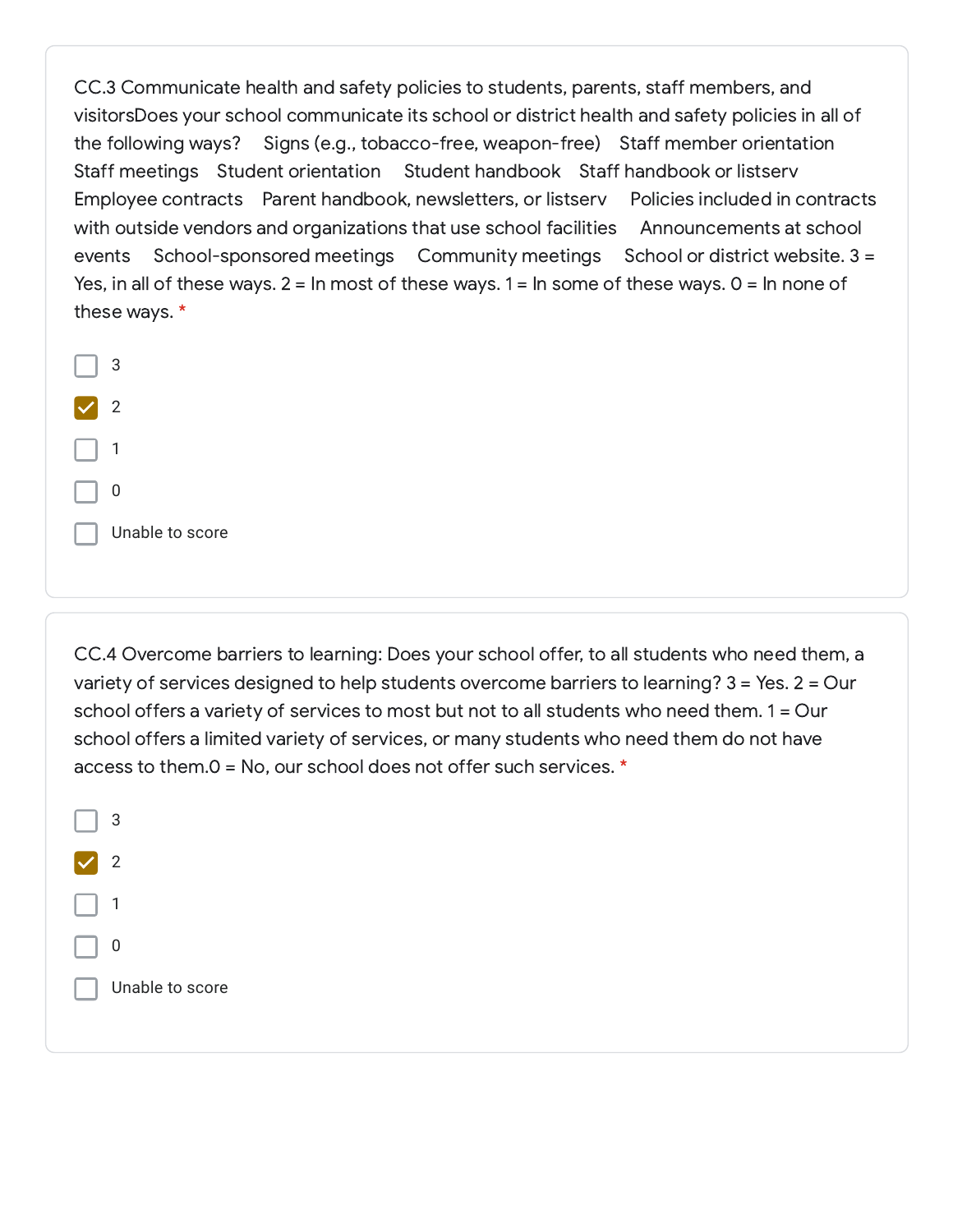CC.3 Communicate health and safety policies to students, parents, staff members, and visitorsDoes your school communicate its school or district health and safety policies in all of the following ways?   Signs (e.g., tobacco-free, weapon-free)   Staff member orientation   Staff meetings   Student orientation   Student handbook   Staff handbook or listserv   Employee contracts   Parent handbook, newsletters, or listserv   Policies included in contracts with outside vendors and organizations that use school facilities   Announcements at school events   School-sponsored meetings   Community meetings   School or district website. 3 = Yes, in all of these ways. 2 = In most of these ways. 1 = In some of these ways. 0 = In none of these ways. *

- [ ] 3
- [x] 2
- [ ] 1
- [ ] 0
- [ ] Unable to score

CC.4 Overcome barriers to learning: Does your school offer, to all students who need them, a variety of services designed to help students overcome barriers to learning? 3 = Yes. 2 = Our school offers a variety of services to most but not to all students who need them. 1 = Our school offers a limited variety of services, or many students who need them do not have access to them.0 = No, our school does not offer such services. *

- [ ] 3
- [x] 2
- [ ] 1
- [ ] 0
- [ ] Unable to score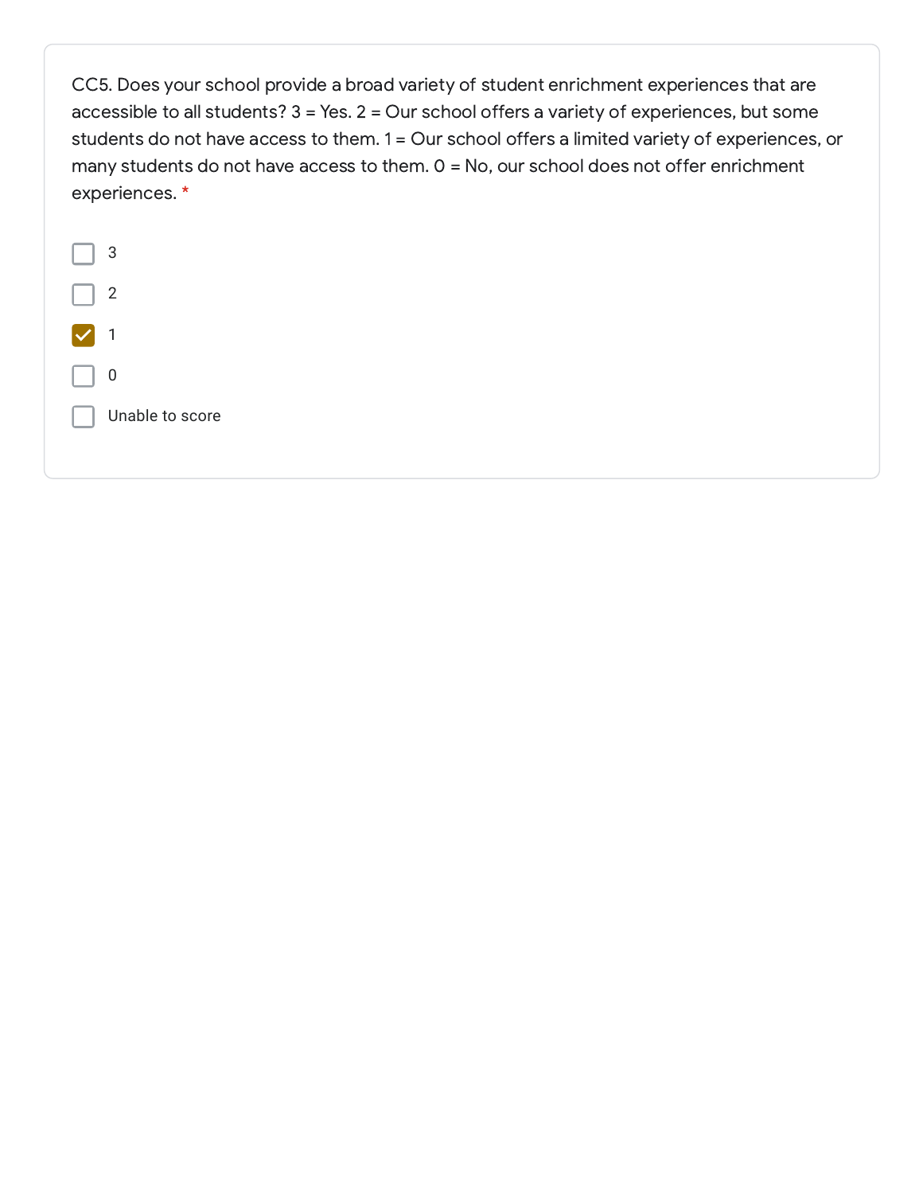CC5. Does your school provide a broad variety of student enrichment experiences that are accessible to all students? 3 = Yes. 2 = Our school offers a variety of experiences, but some students do not have access to them. 1 = Our school offers a limited variety of experiences, or many students do not have access to them. 0 = No, our school does not offer enrichment experiences. *

- [ ] 3
- [ ] 2
- [x] 1
- [ ] 0
- [ ] Unable to score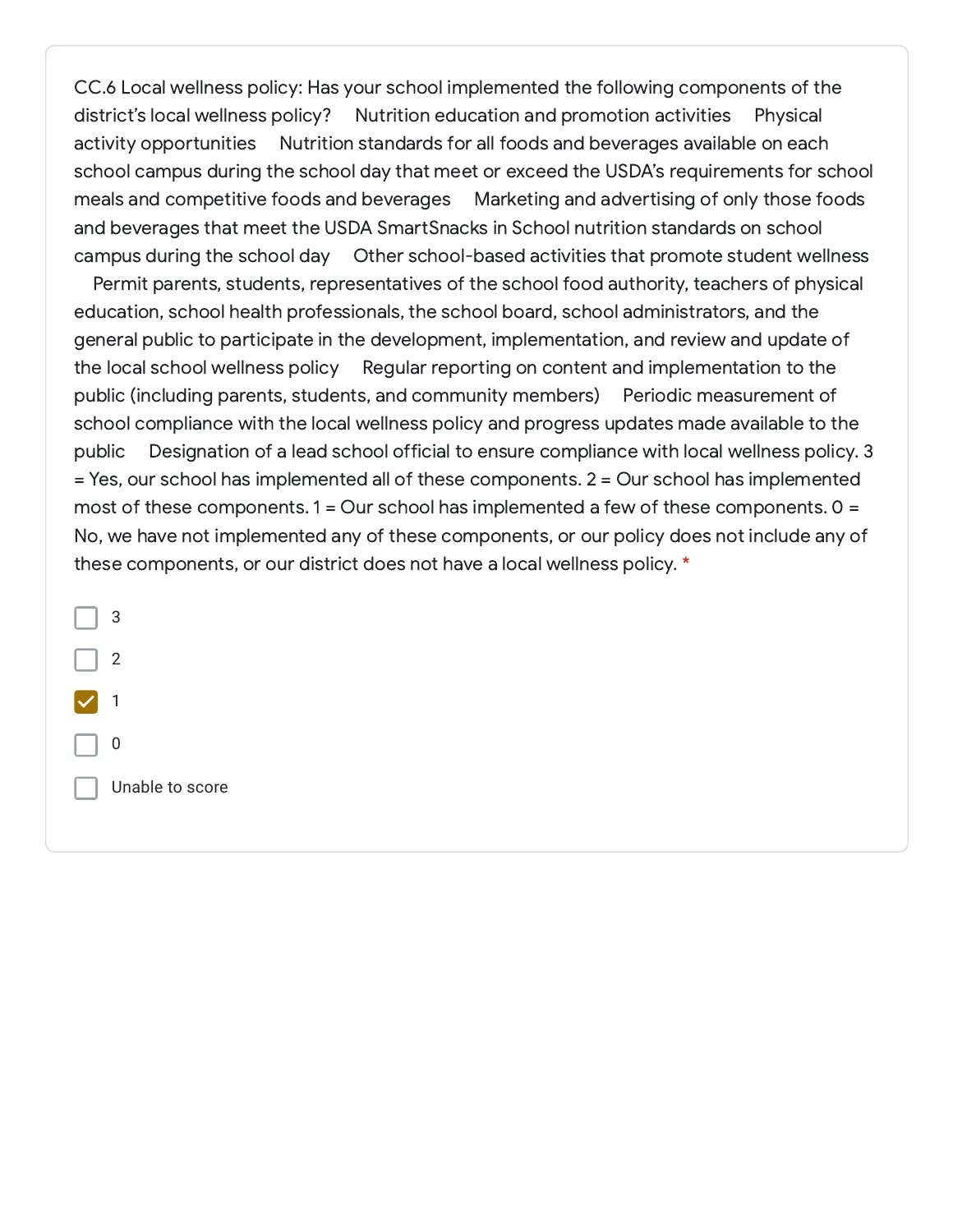CC.6 Local wellness policy: Has your school implemented the following components of the district's local wellness policy? Nutrition education and promotion activities Physical activity opportunities Nutrition standards for all foods and beverages available on each school campus during the school day that meet or exceed the USDA's requirements for school meals and competitive foods and beverages Marketing and advertising of only those foods and beverages that meet the USDA SmartSnacks in School nutrition standards on school campus during the school day Other school-based activities that promote student wellness Permit parents, students, representatives of the school food authority, teachers of physical education, school health professionals, the school board, school administrators, and the general public to participate in the development, implementation, and review and update of the local school wellness policy Regular reporting on content and implementation to the public (including parents, students, and community members) Periodic measurement of school compliance with the local wellness policy and progress updates made available to the public Designation of a lead school official to ensure compliance with local wellness policy. 3 = Yes, our school has implemented all of these components. 2 = Our school has implemented most of these components. 1 = Our school has implemented a few of these components. 0 = No, we have not implemented any of these components, or our policy does not include any of these components, or our district does not have a local wellness policy. *

- [ ] 3
- [ ] 2
- [x] 1
- [ ] 0
- [ ] Unable to score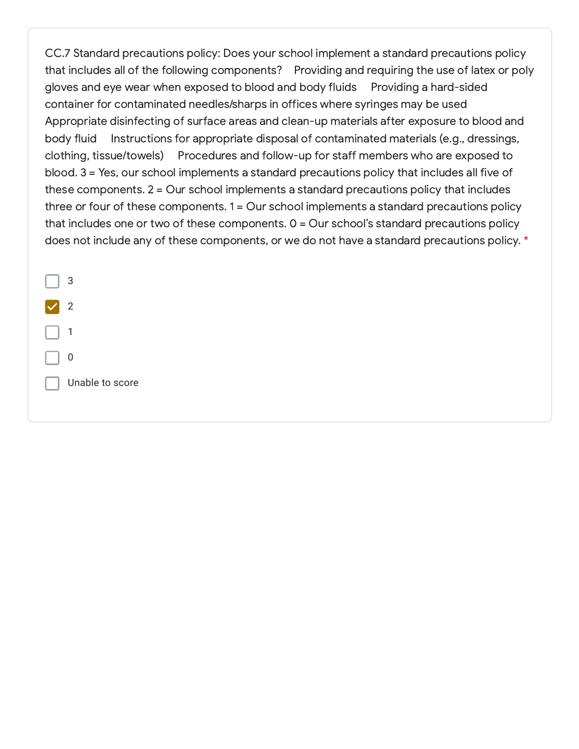CC.7 Standard precautions policy: Does your school implement a standard precautions policy that includes all of the following components? Providing and requiring the use of latex or poly gloves and eye wear when exposed to blood and body fluids Providing a hard-sided container for contaminated needles/sharps in offices where syringes may be used Appropriate disinfecting of surface areas and clean-up materials after exposure to blood and body fluid Instructions for appropriate disposal of contaminated materials (e.g., dressings, clothing, tissue/towels) Procedures and follow-up for staff members who are exposed to blood. 3 = Yes, our school implements a standard precautions policy that includes all five of these components. 2 = Our school implements a standard precautions policy that includes three or four of these components. 1 = Our school implements a standard precautions policy that includes one or two of these components. 0 = Our school's standard precautions policy does not include any of these components, or we do not have a standard precautions policy. *

- [ ] 3
- [x] 2
- [ ] 1
- [ ] 0
- [ ] Unable to score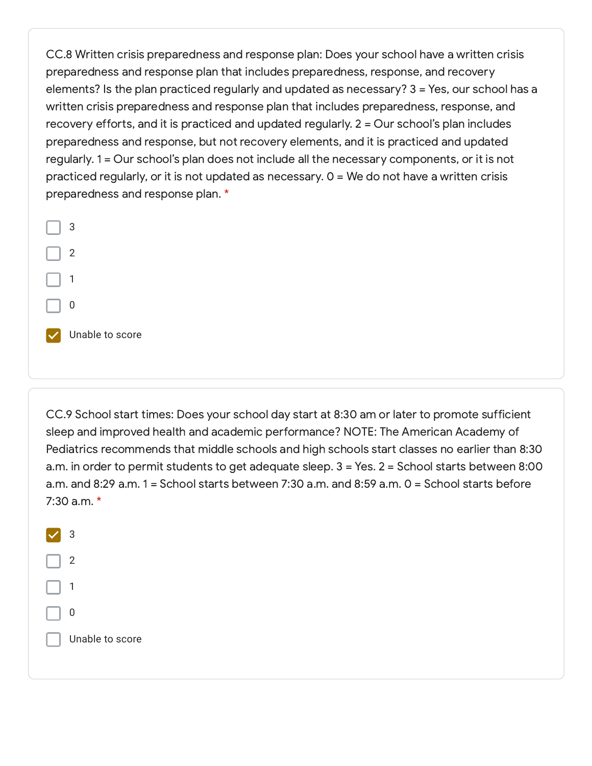CC.8 Written crisis preparedness and response plan: Does your school have a written crisis preparedness and response plan that includes preparedness, response, and recovery elements? Is the plan practiced regularly and updated as necessary? 3 = Yes, our school has a written crisis preparedness and response plan that includes preparedness, response, and recovery efforts, and it is practiced and updated regularly. 2 = Our school's plan includes preparedness and response, but not recovery elements, and it is practiced and updated regularly. 1 = Our school's plan does not include all the necessary components, or it is not practiced regularly, or it is not updated as necessary. 0 = We do not have a written crisis preparedness and response plan. *

- [ ] 3
- [ ] 2
- [ ] 1
- [ ] 0
- [x] Unable to score

CC.9 School start times: Does your school day start at 8:30 am or later to promote sufficient sleep and improved health and academic performance? NOTE: The American Academy of Pediatrics recommends that middle schools and high schools start classes no earlier than 8:30 a.m. in order to permit students to get adequate sleep. 3 = Yes. 2 = School starts between 8:00 a.m. and 8:29 a.m. 1 = School starts between 7:30 a.m. and 8:59 a.m. 0 = School starts before 7:30 a.m. *

- [x] 3
- [ ] 2
- [ ] 1
- [ ] 0
- [ ] Unable to score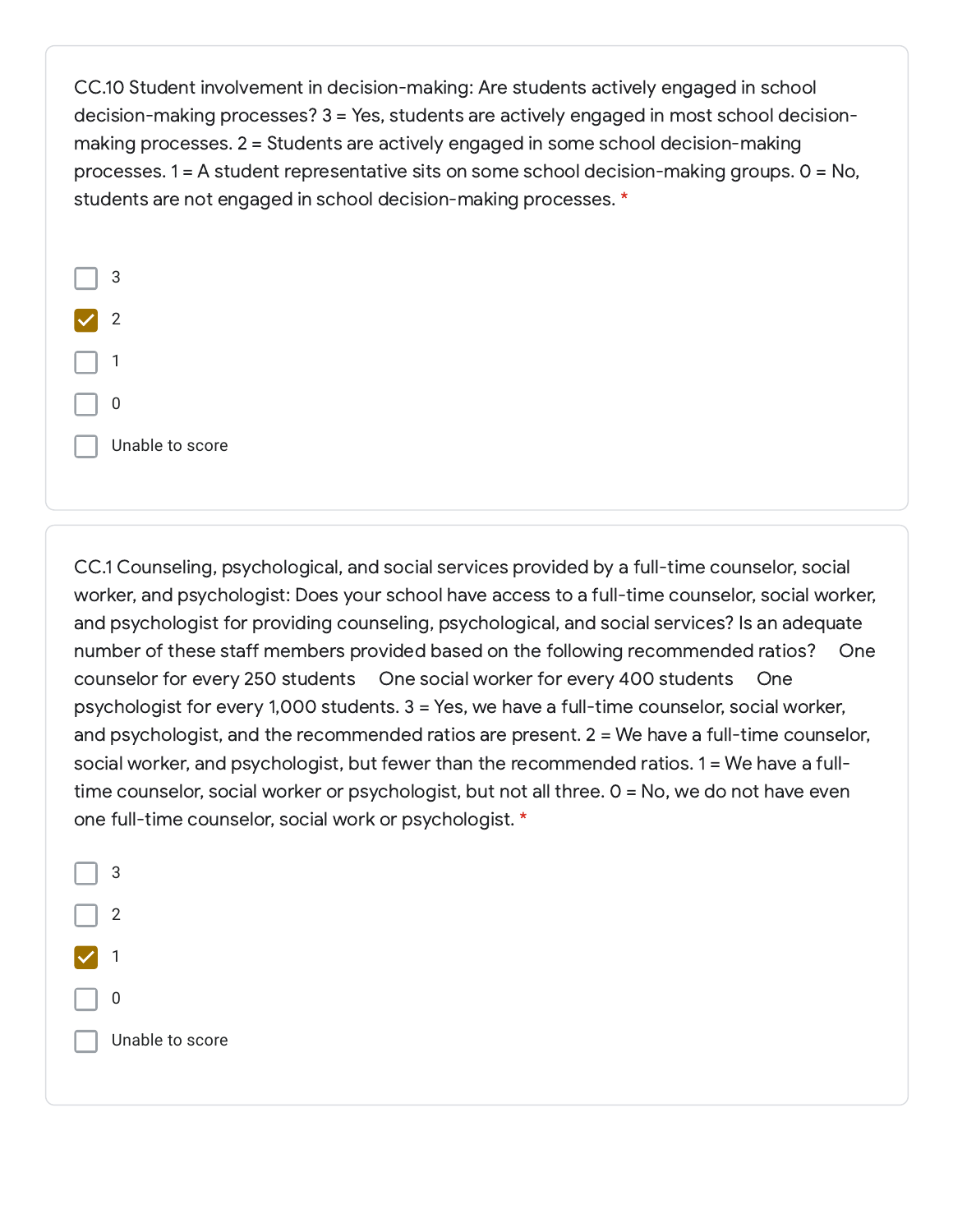CC.10 Student involvement in decision-making: Are students actively engaged in school decision-making processes? 3 = Yes, students are actively engaged in most school decision-making processes. 2 = Students are actively engaged in some school decision-making processes. 1 = A student representative sits on some school decision-making groups. 0 = No, students are not engaged in school decision-making processes. *

- [ ] 3
- [x] 2
- [ ] 1
- [ ] 0
- [ ] Unable to score

CC.1 Counseling, psychological, and social services provided by a full-time counselor, social worker, and psychologist: Does your school have access to a full-time counselor, social worker, and psychologist for providing counseling, psychological, and social services? Is an adequate number of these staff members provided based on the following recommended ratios? One counselor for every 250 students One social worker for every 400 students One psychologist for every 1,000 students. 3 = Yes, we have a full-time counselor, social worker, and psychologist, and the recommended ratios are present. 2 = We have a full-time counselor, social worker, and psychologist, but fewer than the recommended ratios. 1 = We have a full-time counselor, social worker or psychologist, but not all three. 0 = No, we do not have even one full-time counselor, social work or psychologist. *

- [ ] 3
- [ ] 2
- [x] 1
- [ ] 0
- [ ] Unable to score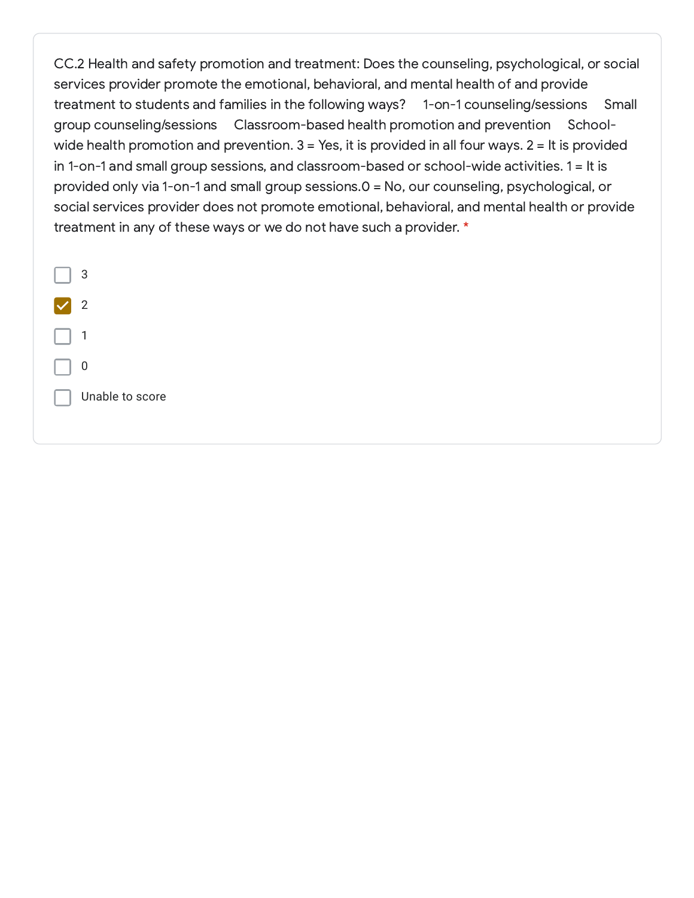CC.2 Health and safety promotion and treatment: Does the counseling, psychological, or social services provider promote the emotional, behavioral, and mental health of and provide treatment to students and families in the following ways? 1-on-1 counseling/sessions Small group counseling/sessions Classroom-based health promotion and prevention School-wide health promotion and prevention. 3 = Yes, it is provided in all four ways. 2 = It is provided in 1-on-1 and small group sessions, and classroom-based or school-wide activities. 1 = It is provided only via 1-on-1 and small group sessions.0 = No, our counseling, psychological, or social services provider does not promote emotional, behavioral, and mental health or provide treatment in any of these ways or we do not have such a provider. *

- [ ] 3
- [x] 2
- [ ] 1
- [ ] 0
- [ ] Unable to score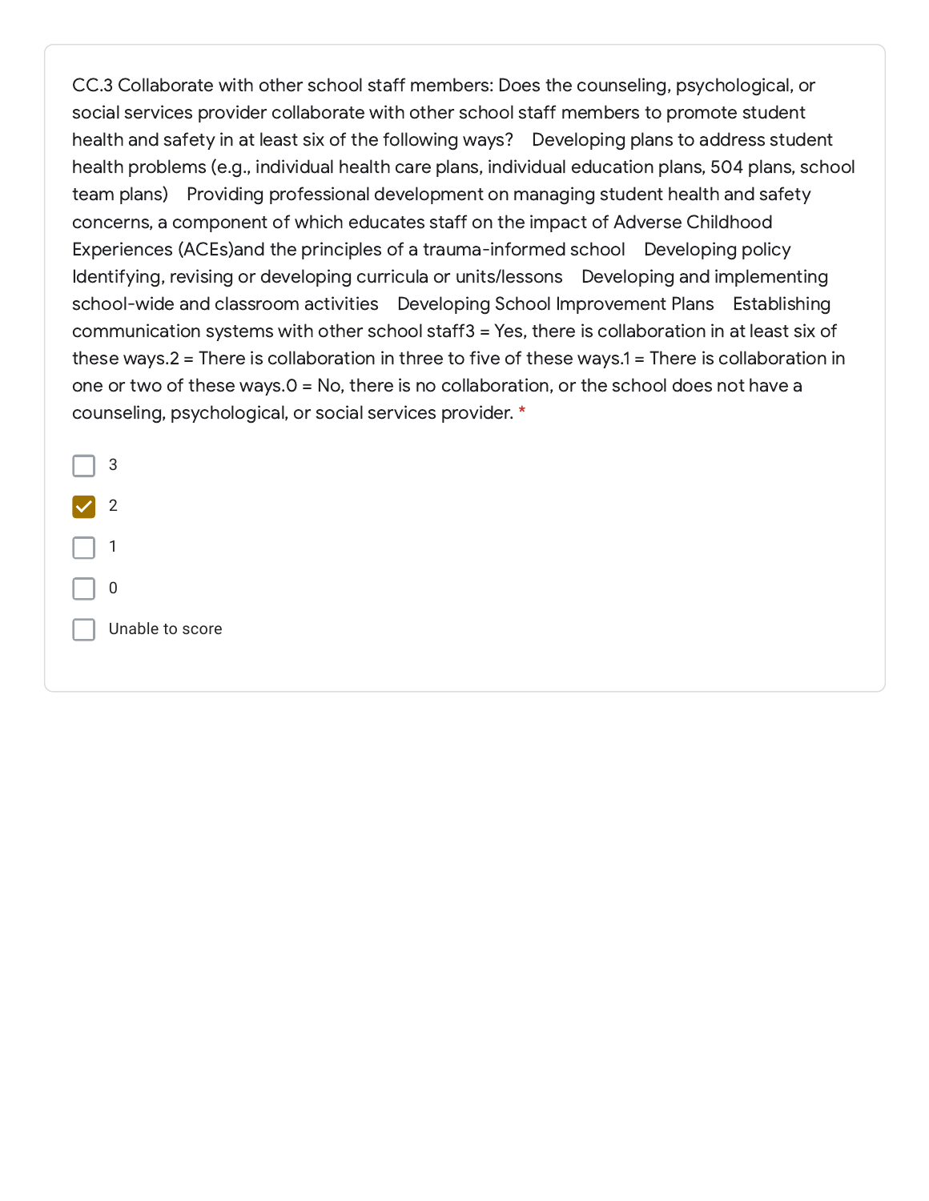CC.3 Collaborate with other school staff members: Does the counseling, psychological, or social services provider collaborate with other school staff members to promote student health and safety in at least six of the following ways?    Developing plans to address student health problems (e.g., individual health care plans, individual education plans, 504 plans, school team plans)    Providing professional development on managing student health and safety concerns, a component of which educates staff on the impact of Adverse Childhood Experiences (ACEs)and the principles of a trauma-informed school    Developing policy    Identifying, revising or developing curricula or units/lessons    Developing and implementing school-wide and classroom activities    Developing School Improvement Plans    Establishing communication systems with other school staff3 = Yes, there is collaboration in at least six of these ways.2 = There is collaboration in three to five of these ways.1 = There is collaboration in one or two of these ways.0 = No, there is no collaboration, or the school does not have a counseling, psychological, or social services provider. *

- [ ] 3
- [x] 2
- [ ] 1
- [ ] 0
- [ ] Unable to score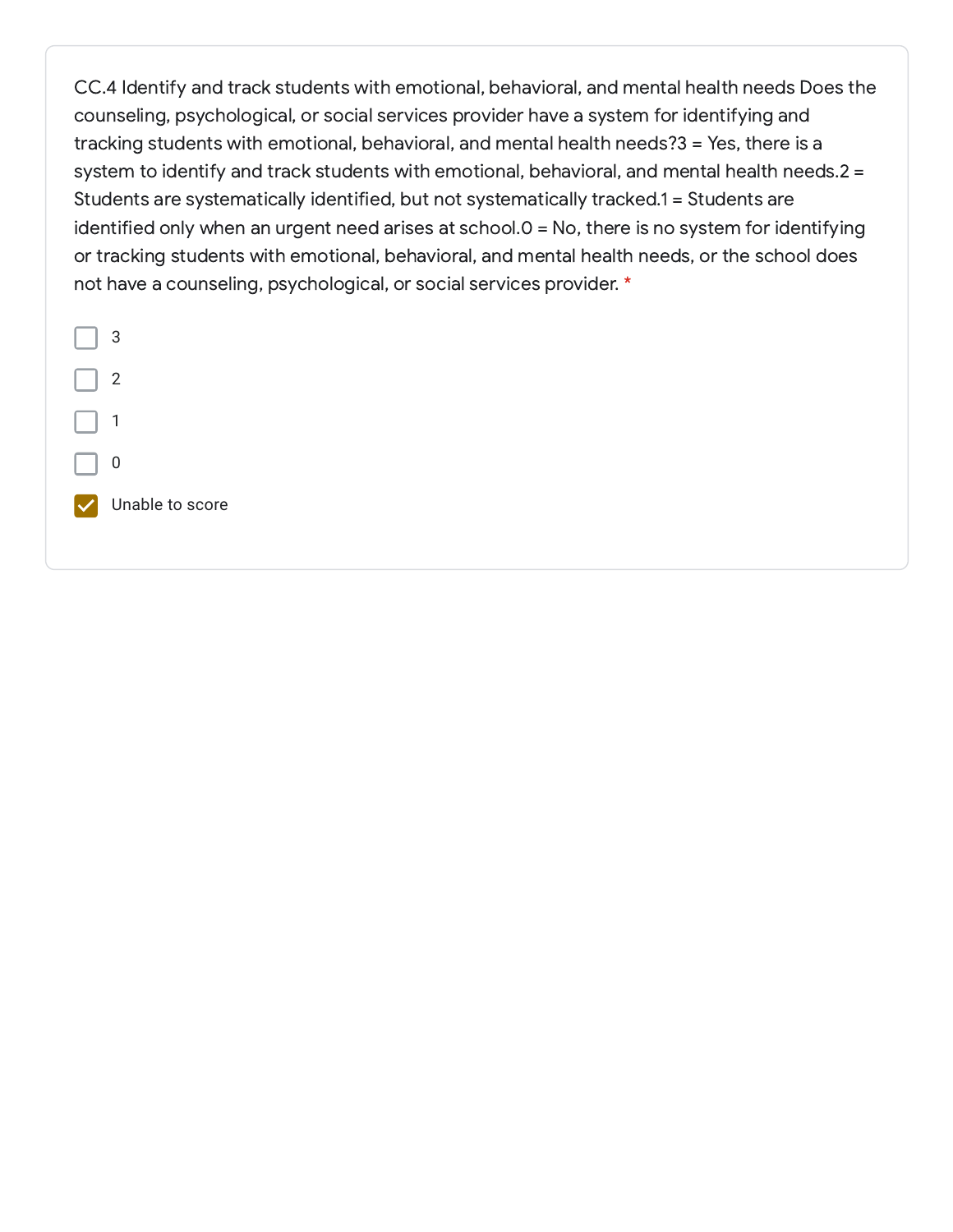CC.4 Identify and track students with emotional, behavioral, and mental health needs Does the counseling, psychological, or social services provider have a system for identifying and tracking students with emotional, behavioral, and mental health needs?3 = Yes, there is a system to identify and track students with emotional, behavioral, and mental health needs.2 = Students are systematically identified, but not systematically tracked.1 = Students are identified only when an urgent need arises at school.0 = No, there is no system for identifying or tracking students with emotional, behavioral, and mental health needs, or the school does not have a counseling, psychological, or social services provider. *

- [ ] 3
- [ ] 2
- [ ] 1
- [ ] 0
- [x] Unable to score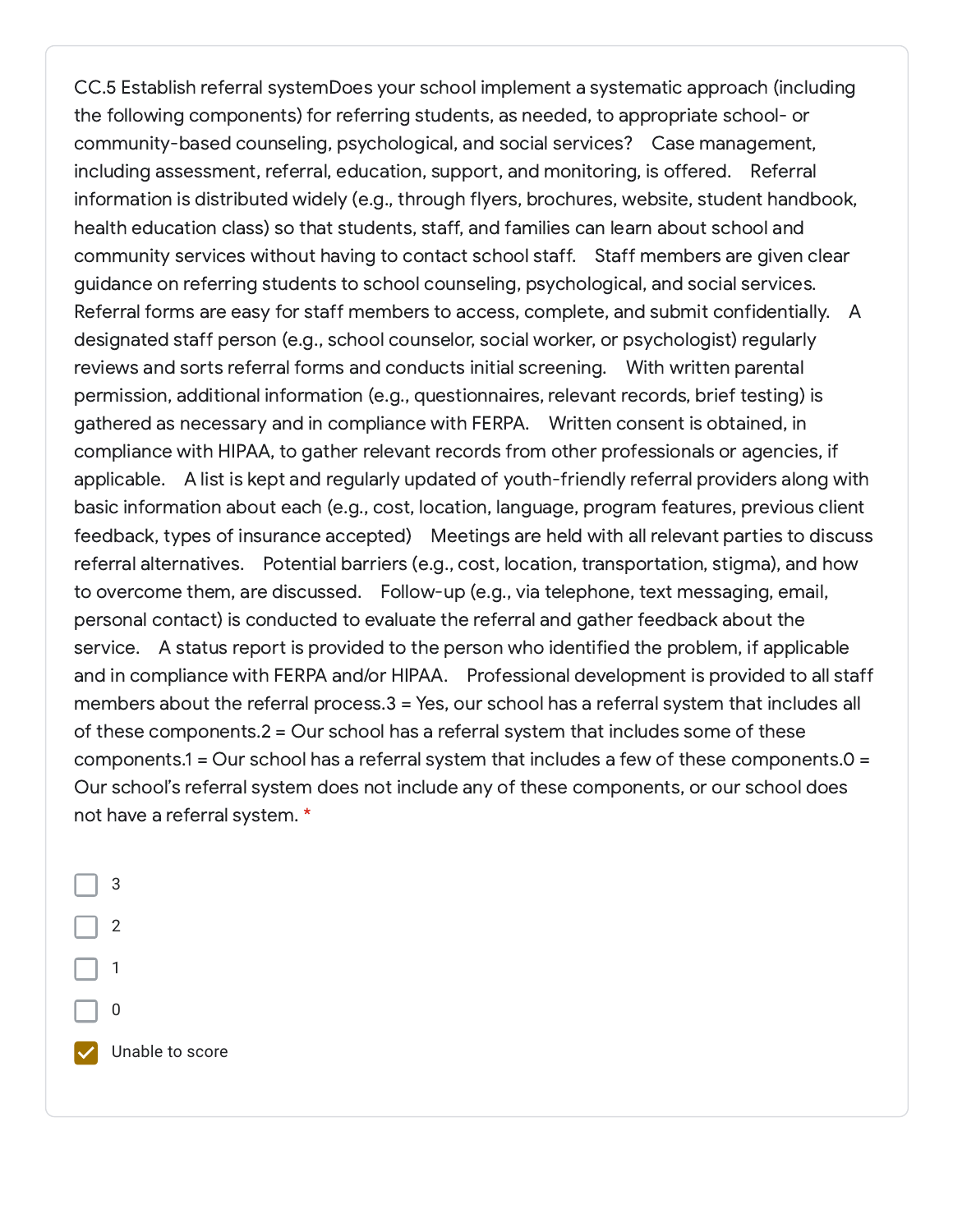CC.5 Establish referral systemDoes your school implement a systematic approach (including the following components) for referring students, as needed, to appropriate school- or community-based counseling, psychological, and social services?    Case management, including assessment, referral, education, support, and monitoring, is offered.    Referral information is distributed widely (e.g., through flyers, brochures, website, student handbook, health education class) so that students, staff, and families can learn about school and community services without having to contact school staff.    Staff members are given clear guidance on referring students to school counseling, psychological, and social services. Referral forms are easy for staff members to access, complete, and submit confidentially.    A designated staff person (e.g., school counselor, social worker, or psychologist) regularly reviews and sorts referral forms and conducts initial screening.    With written parental permission, additional information (e.g., questionnaires, relevant records, brief testing) is gathered as necessary and in compliance with FERPA.    Written consent is obtained, in compliance with HIPAA, to gather relevant records from other professionals or agencies, if applicable.    A list is kept and regularly updated of youth-friendly referral providers along with basic information about each (e.g., cost, location, language, program features, previous client feedback, types of insurance accepted)    Meetings are held with all relevant parties to discuss referral alternatives.    Potential barriers (e.g., cost, location, transportation, stigma), and how to overcome them, are discussed.    Follow-up (e.g., via telephone, text messaging, email, personal contact) is conducted to evaluate the referral and gather feedback about the service.    A status report is provided to the person who identified the problem, if applicable and in compliance with FERPA and/or HIPAA.    Professional development is provided to all staff members about the referral process.3 = Yes, our school has a referral system that includes all of these components.2 = Our school has a referral system that includes some of these components.1 = Our school has a referral system that includes a few of these components.0 = Our school's referral system does not include any of these components, or our school does not have a referral system. *

- [ ] 3
- [ ] 2
- [ ] 1
- [ ] 0
- [x] Unable to score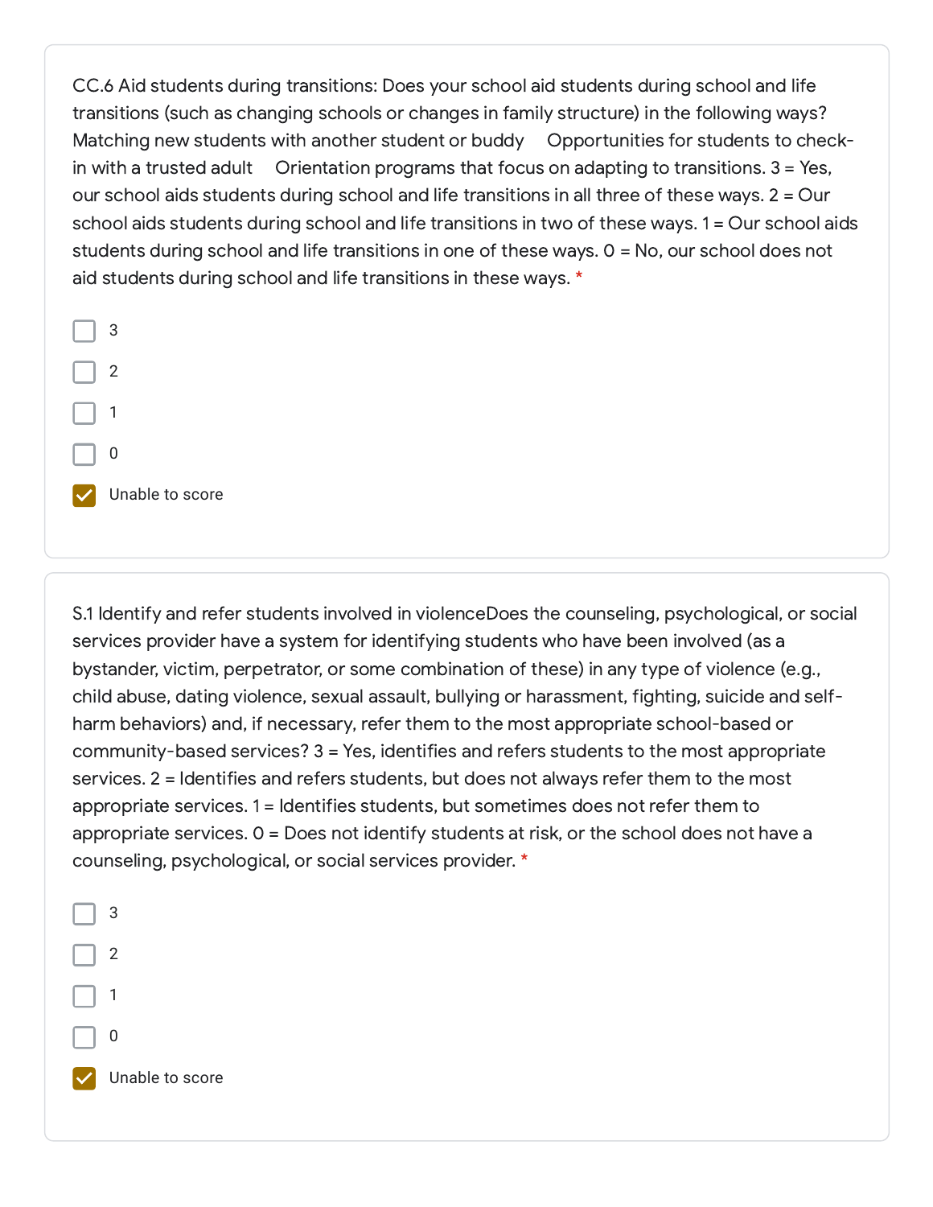CC.6 Aid students during transitions: Does your school aid students during school and life transitions (such as changing schools or changes in family structure) in the following ways? Matching new students with another student or buddy Opportunities for students to check-in with a trusted adult Orientation programs that focus on adapting to transitions. 3 = Yes, our school aids students during school and life transitions in all three of these ways. 2 = Our school aids students during school and life transitions in two of these ways. 1 = Our school aids students during school and life transitions in one of these ways. 0 = No, our school does not aid students during school and life transitions in these ways. *

- [ ] 3
- [ ] 2
- [ ] 1
- [ ] 0
- [x] Unable to score

S.1 Identify and refer students involved in violenceDoes the counseling, psychological, or social services provider have a system for identifying students who have been involved (as a bystander, victim, perpetrator, or some combination of these) in any type of violence (e.g., child abuse, dating violence, sexual assault, bullying or harassment, fighting, suicide and self-harm behaviors) and, if necessary, refer them to the most appropriate school-based or community-based services? 3 = Yes, identifies and refers students to the most appropriate services. 2 = Identifies and refers students, but does not always refer them to the most appropriate services. 1 = Identifies students, but sometimes does not refer them to appropriate services. 0 = Does not identify students at risk, or the school does not have a counseling, psychological, or social services provider. *

- [ ] 3
- [ ] 2
- [ ] 1
- [ ] 0
- [x] Unable to score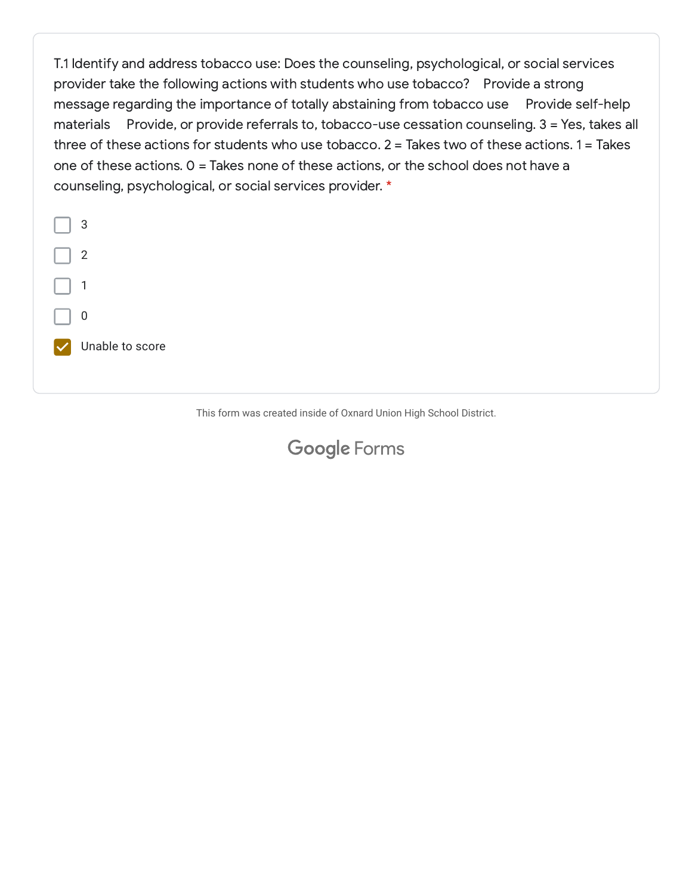T.1 Identify and address tobacco use: Does the counseling, psychological, or social services provider take the following actions with students who use tobacco?   Provide a strong message regarding the importance of totally abstaining from tobacco use   Provide self-help materials   Provide, or provide referrals to, tobacco-use cessation counseling. 3 = Yes, takes all three of these actions for students who use tobacco. 2 = Takes two of these actions. 1 = Takes one of these actions. 0 = Takes none of these actions, or the school does not have a counseling, psychological, or social services provider. *

- [ ] 3
- [ ] 2
- [ ] 1
- [ ] 0
- [x] Unable to score

This form was created inside of Oxnard Union High School District.

Google Forms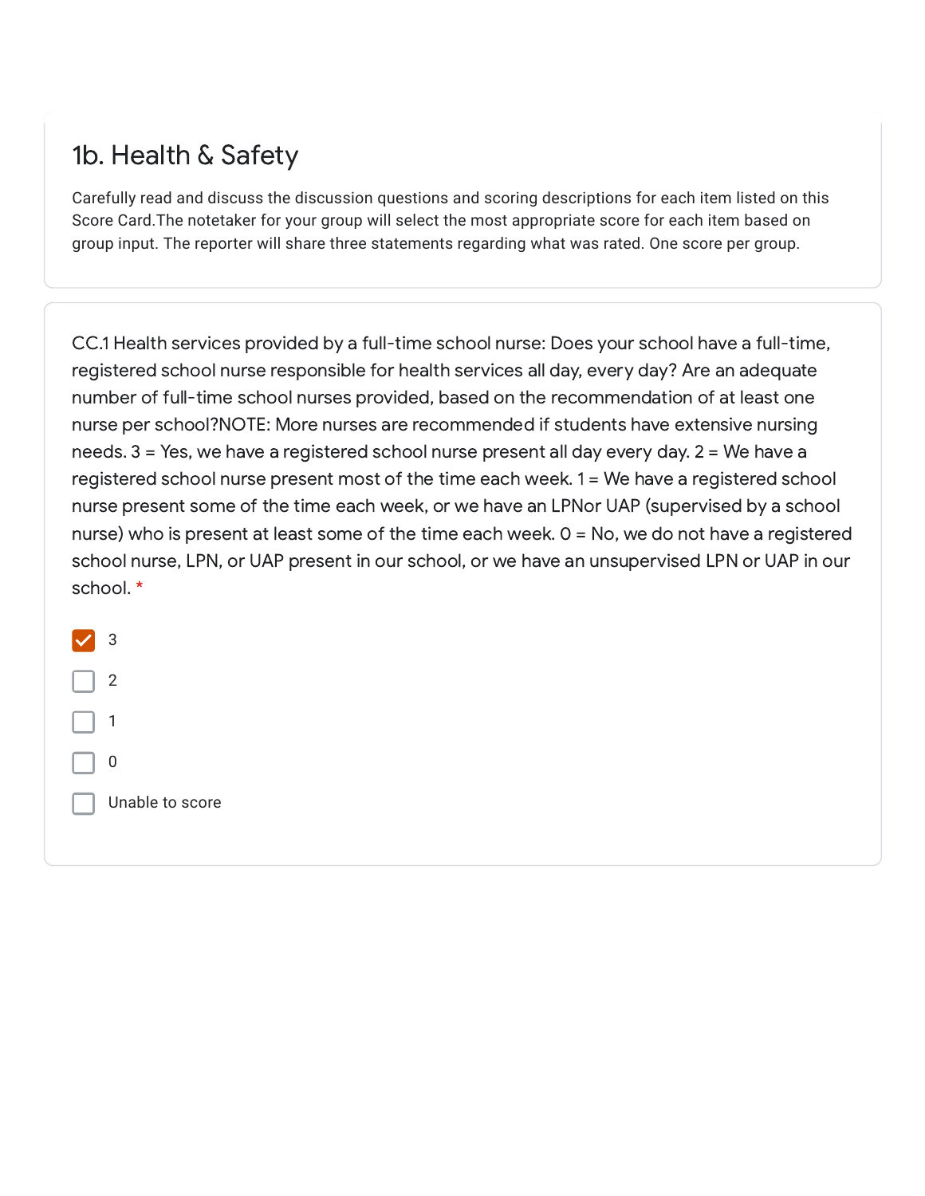## 1b. Health & Safety

Carefully read and discuss the discussion questions and scoring descriptions for each item listed on this Score Card.The notetaker for your group will select the most appropriate score for each item based on group input. The reporter will share three statements regarding what was rated. One score per group.

CC.1 Health services provided by a full-time school nurse: Does your school have a full-time, registered school nurse responsible for health services all day, every day? Are an adequate number of full-time school nurses provided, based on the recommendation of at least one nurse per school?NOTE: More nurses are recommended if students have extensive nursing needs. 3 = Yes, we have a registered school nurse present all day every day. 2 = We have a registered school nurse present most of the time each week. 1 = We have a registered school nurse present some of the time each week, or we have an LPNor UAP (supervised by a school nurse) who is present at least some of the time each week. 0 = No, we do not have a registered school nurse, LPN, or UAP present in our school, or we have an unsupervised LPN or UAP in our school. *

- [x] 3
- [ ] 2
- [ ] 1
- [ ] 0
- [ ] Unable to score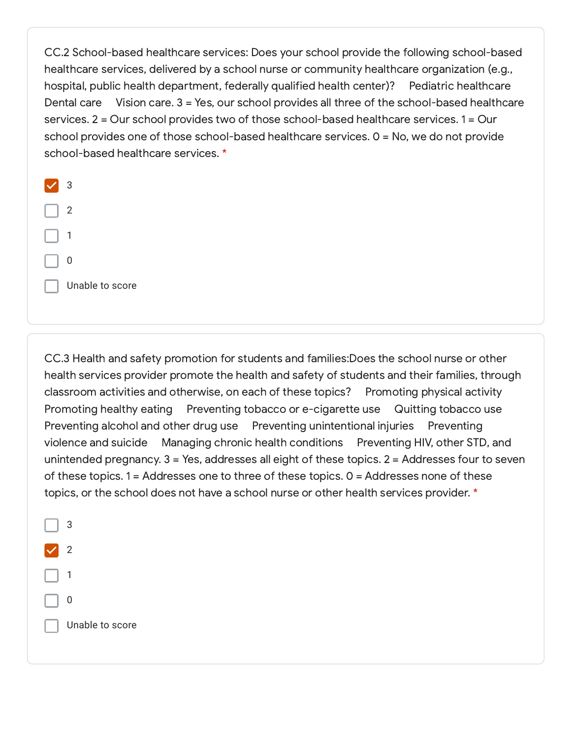CC.2 School-based healthcare services: Does your school provide the following school-based healthcare services, delivered by a school nurse or community healthcare organization (e.g., hospital, public health department, federally qualified health center)? Pediatric healthcare Dental care Vision care. 3 = Yes, our school provides all three of the school-based healthcare services. 2 = Our school provides two of those school-based healthcare services. 1 = Our school provides one of those school-based healthcare services. 0 = No, we do not provide school-based healthcare services. *

- [x] 3
- [ ] 2
- [ ] 1
- [ ] 0
- [ ] Unable to score

CC.3 Health and safety promotion for students and families:Does the school nurse or other health services provider promote the health and safety of students and their families, through classroom activities and otherwise, on each of these topics? Promoting physical activity Promoting healthy eating Preventing tobacco or e-cigarette use Quitting tobacco use Preventing alcohol and other drug use Preventing unintentional injuries Preventing violence and suicide Managing chronic health conditions Preventing HIV, other STD, and unintended pregnancy. 3 = Yes, addresses all eight of these topics. 2 = Addresses four to seven of these topics. 1 = Addresses one to three of these topics. 0 = Addresses none of these topics, or the school does not have a school nurse or other health services provider. *

- [ ] 3
- [x] 2
- [ ] 1
- [ ] 0
- [ ] Unable to score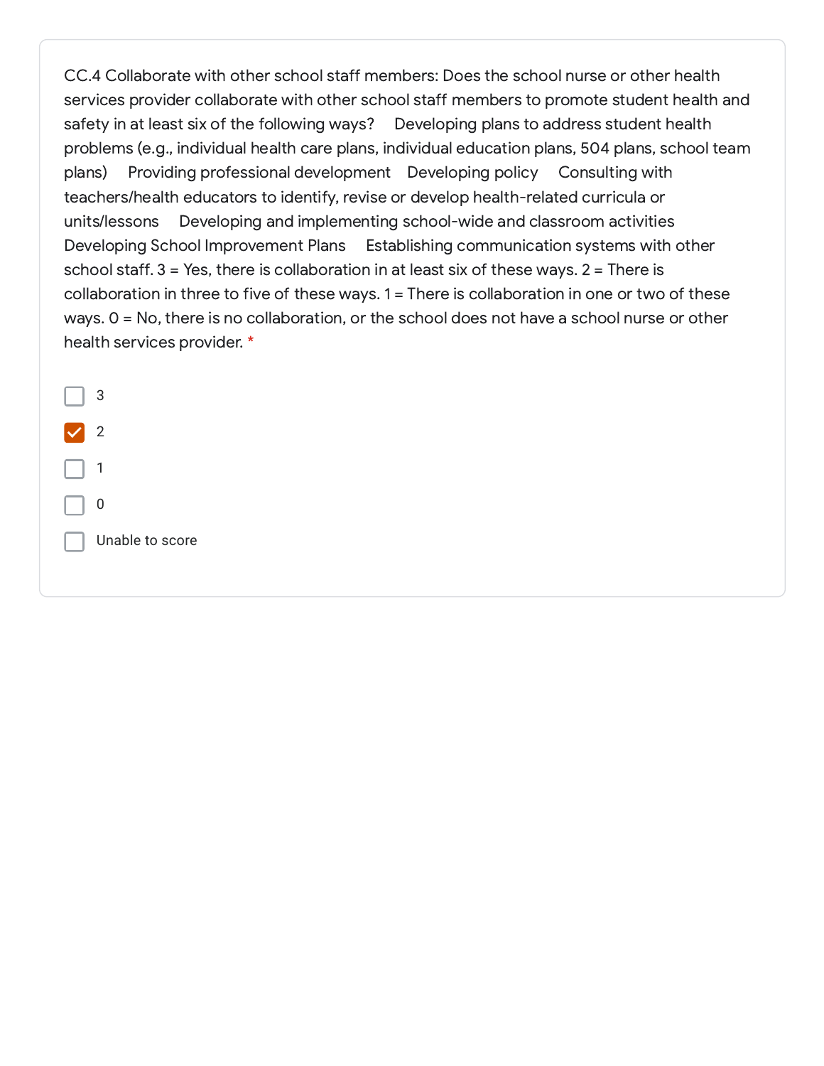CC.4 Collaborate with other school staff members: Does the school nurse or other health services provider collaborate with other school staff members to promote student health and safety in at least six of the following ways? Developing plans to address student health problems (e.g., individual health care plans, individual education plans, 504 plans, school team plans) Providing professional development Developing policy Consulting with teachers/health educators to identify, revise or develop health-related curricula or units/lessons Developing and implementing school-wide and classroom activities Developing School Improvement Plans Establishing communication systems with other school staff. 3 = Yes, there is collaboration in at least six of these ways. 2 = There is collaboration in three to five of these ways. 1 = There is collaboration in one or two of these ways. 0 = No, there is no collaboration, or the school does not have a school nurse or other health services provider. *

- [ ] 3
- [x] 2
- [ ] 1
- [ ] 0
- [ ] Unable to score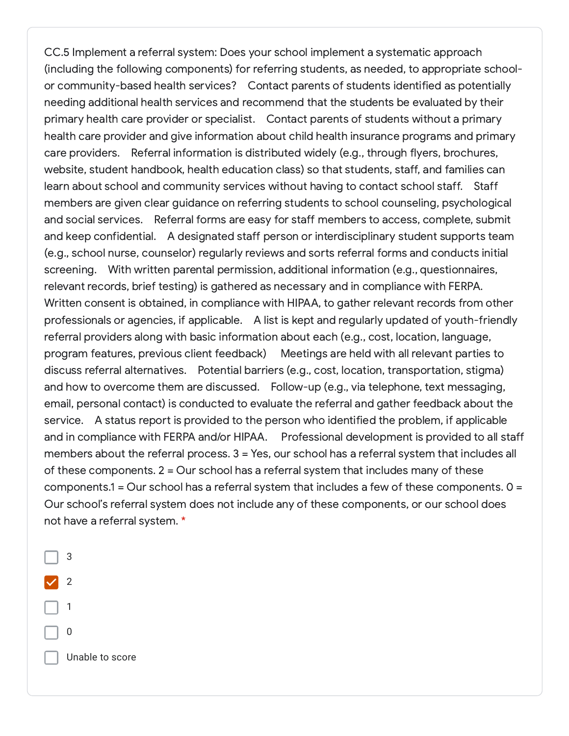CC.5 Implement a referral system: Does your school implement a systematic approach (including the following components) for referring students, as needed, to appropriate school- or community-based health services?   Contact parents of students identified as potentially needing additional health services and recommend that the students be evaluated by their primary health care provider or specialist.   Contact parents of students without a primary health care provider and give information about child health insurance programs and primary care providers.   Referral information is distributed widely (e.g., through flyers, brochures, website, student handbook, health education class) so that students, staff, and families can learn about school and community services without having to contact school staff.   Staff members are given clear guidance on referring students to school counseling, psychological and social services.   Referral forms are easy for staff members to access, complete, submit and keep confidential.   A designated staff person or interdisciplinary student supports team (e.g., school nurse, counselor) regularly reviews and sorts referral forms and conducts initial screening.   With written parental permission, additional information (e.g., questionnaires, relevant records, brief testing) is gathered as necessary and in compliance with FERPA.   Written consent is obtained, in compliance with HIPAA, to gather relevant records from other professionals or agencies, if applicable.   A list is kept and regularly updated of youth-friendly referral providers along with basic information about each (e.g., cost, location, language, program features, previous client feedback)   Meetings are held with all relevant parties to discuss referral alternatives.   Potential barriers (e.g., cost, location, transportation, stigma) and how to overcome them are discussed.   Follow-up (e.g., via telephone, text messaging, email, personal contact) is conducted to evaluate the referral and gather feedback about the service.   A status report is provided to the person who identified the problem, if applicable and in compliance with FERPA and/or HIPAA.   Professional development is provided to all staff members about the referral process. 3 = Yes, our school has a referral system that includes all of these components. 2 = Our school has a referral system that includes many of these components.1 = Our school has a referral system that includes a few of these components. 0 = Our school's referral system does not include any of these components, or our school does not have a referral system. *

- [ ] 3
- [x] 2
- [ ] 1
- [ ] 0
- [ ] Unable to score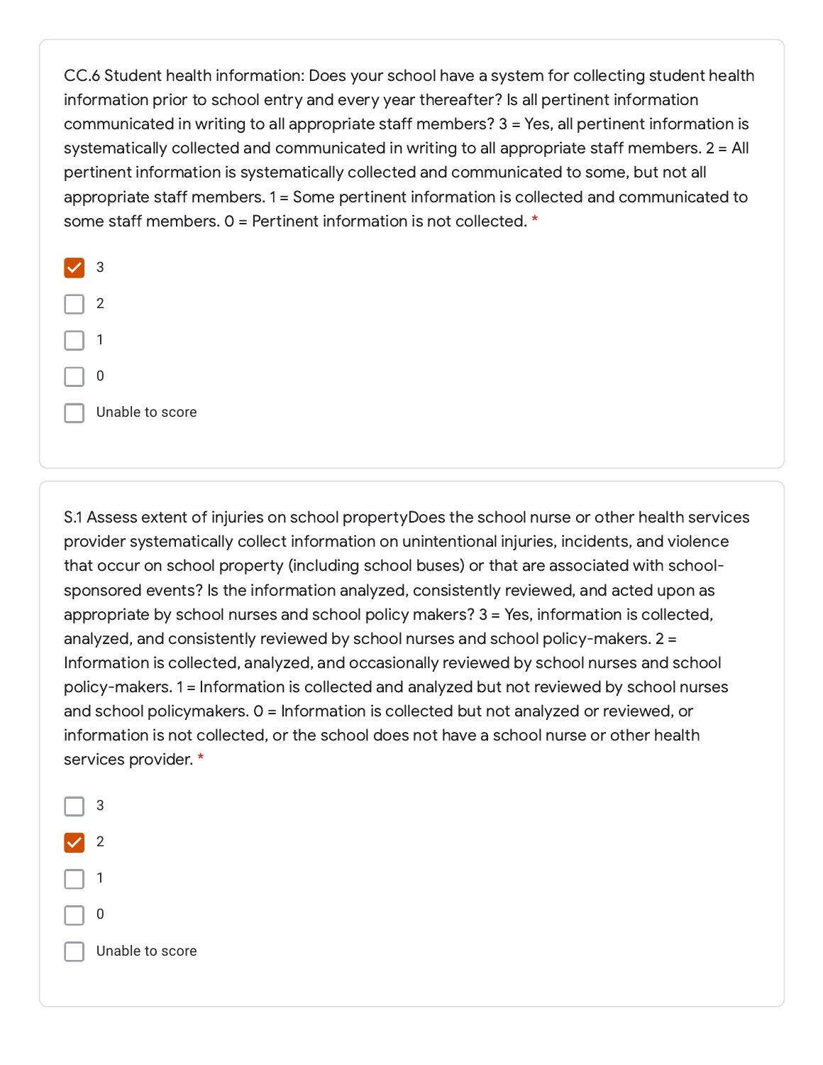CC.6 Student health information: Does your school have a system for collecting student health information prior to school entry and every year thereafter? Is all pertinent information communicated in writing to all appropriate staff members? 3 = Yes, all pertinent information is systematically collected and communicated in writing to all appropriate staff members. 2 = All pertinent information is systematically collected and communicated to some, but not all appropriate staff members. 1 = Some pertinent information is collected and communicated to some staff members. 0 = Pertinent information is not collected. *

- [x] 3
- [ ] 2
- [ ] 1
- [ ] 0
- [ ] Unable to score

S.1 Assess extent of injuries on school propertyDoes the school nurse or other health services provider systematically collect information on unintentional injuries, incidents, and violence that occur on school property (including school buses) or that are associated with school-sponsored events? Is the information analyzed, consistently reviewed, and acted upon as appropriate by school nurses and school policy makers? 3 = Yes, information is collected, analyzed, and consistently reviewed by school nurses and school policy-makers. 2 = Information is collected, analyzed, and occasionally reviewed by school nurses and school policy-makers. 1 = Information is collected and analyzed but not reviewed by school nurses and school policymakers. 0 = Information is collected but not analyzed or reviewed, or information is not collected, or the school does not have a school nurse or other health services provider. *

- [ ] 3
- [x] 2
- [ ] 1
- [ ] 0
- [ ] Unable to score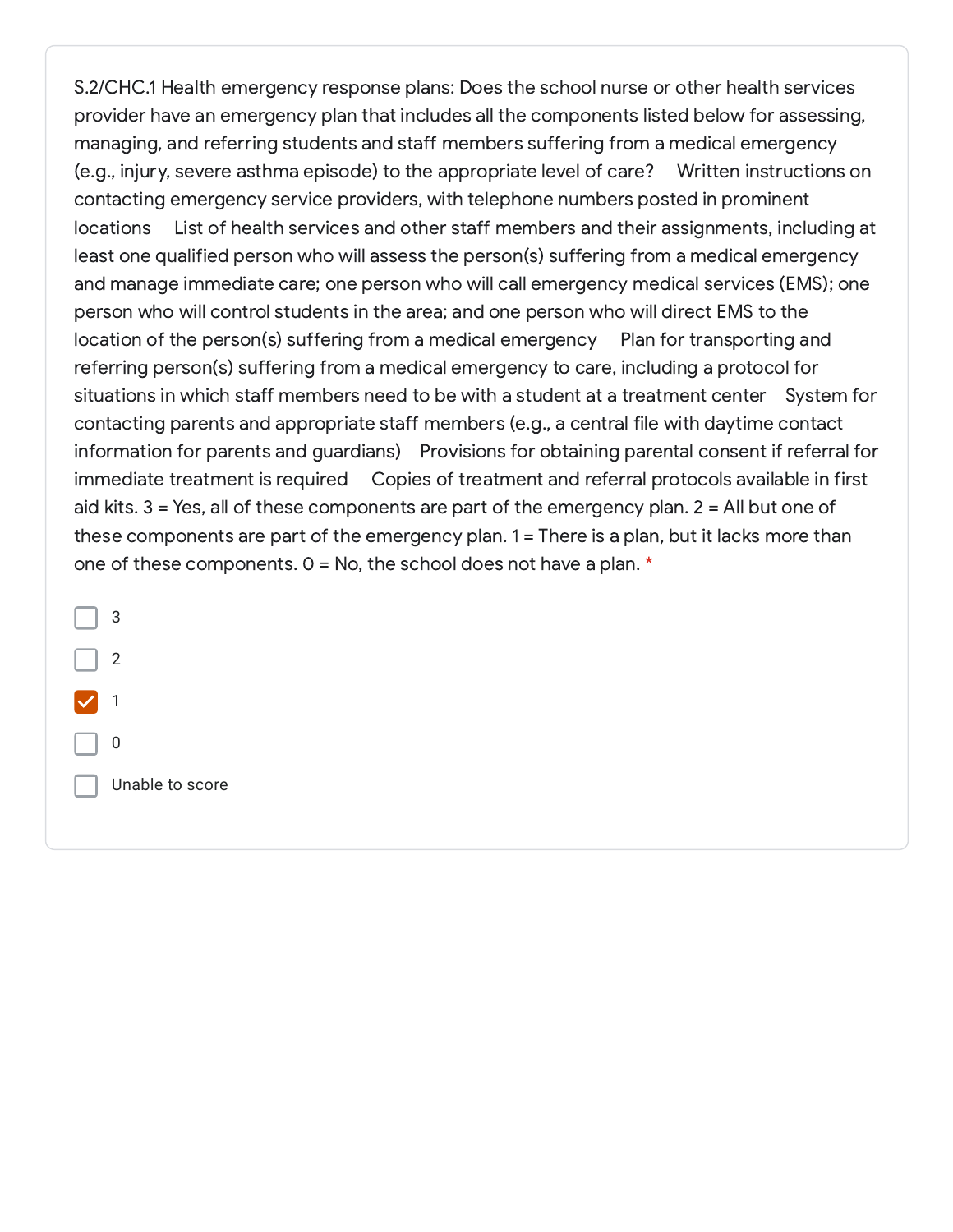S.2/CHC.1 Health emergency response plans: Does the school nurse or other health services provider have an emergency plan that includes all the components listed below for assessing, managing, and referring students and staff members suffering from a medical emergency (e.g., injury, severe asthma episode) to the appropriate level of care?     Written instructions on contacting emergency service providers, with telephone numbers posted in prominent locations     List of health services and other staff members and their assignments, including at least one qualified person who will assess the person(s) suffering from a medical emergency and manage immediate care; one person who will call emergency medical services (EMS); one person who will control students in the area; and one person who will direct EMS to the location of the person(s) suffering from a medical emergency     Plan for transporting and referring person(s) suffering from a medical emergency to care, including a protocol for situations in which staff members need to be with a student at a treatment center     System for contacting parents and appropriate staff members (e.g., a central file with daytime contact information for parents and guardians)     Provisions for obtaining parental consent if referral for immediate treatment is required     Copies of treatment and referral protocols available in first aid kits. 3 = Yes, all of these components are part of the emergency plan. 2 = All but one of these components are part of the emergency plan. 1 = There is a plan, but it lacks more than one of these components. 0 = No, the school does not have a plan. *

- [ ] 3
- [ ] 2
- [x] 1
- [ ] 0
- [ ] Unable to score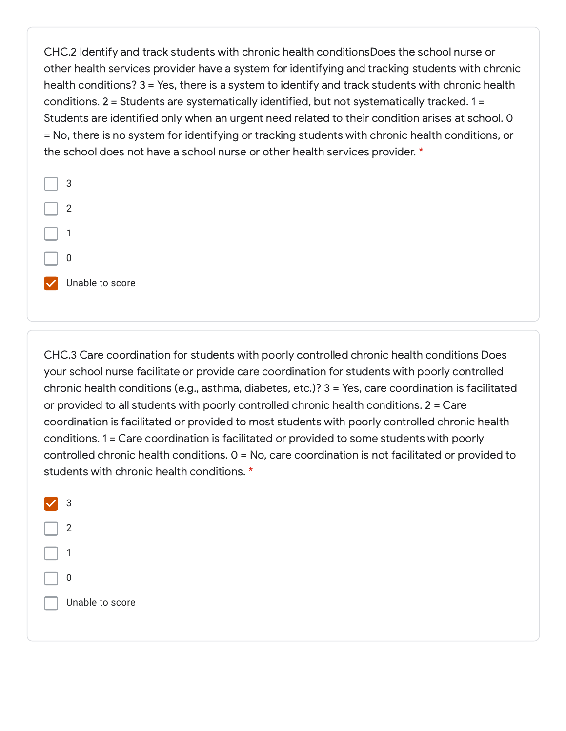CHC.2 Identify and track students with chronic health conditionsDoes the school nurse or other health services provider have a system for identifying and tracking students with chronic health conditions? 3 = Yes, there is a system to identify and track students with chronic health conditions. 2 = Students are systematically identified, but not systematically tracked. 1 = Students are identified only when an urgent need related to their condition arises at school. 0 = No, there is no system for identifying or tracking students with chronic health conditions, or the school does not have a school nurse or other health services provider. *

- [ ] 3
- [ ] 2
- [ ] 1
- [ ] 0
- [x] Unable to score

CHC.3 Care coordination for students with poorly controlled chronic health conditions Does your school nurse facilitate or provide care coordination for students with poorly controlled chronic health conditions (e.g., asthma, diabetes, etc.)? 3 = Yes, care coordination is facilitated or provided to all students with poorly controlled chronic health conditions. 2 = Care coordination is facilitated or provided to most students with poorly controlled chronic health conditions. 1 = Care coordination is facilitated or provided to some students with poorly controlled chronic health conditions. 0 = No, care coordination is not facilitated or provided to students with chronic health conditions. *

- [x] 3
- [ ] 2
- [ ] 1
- [ ] 0
- [ ] Unable to score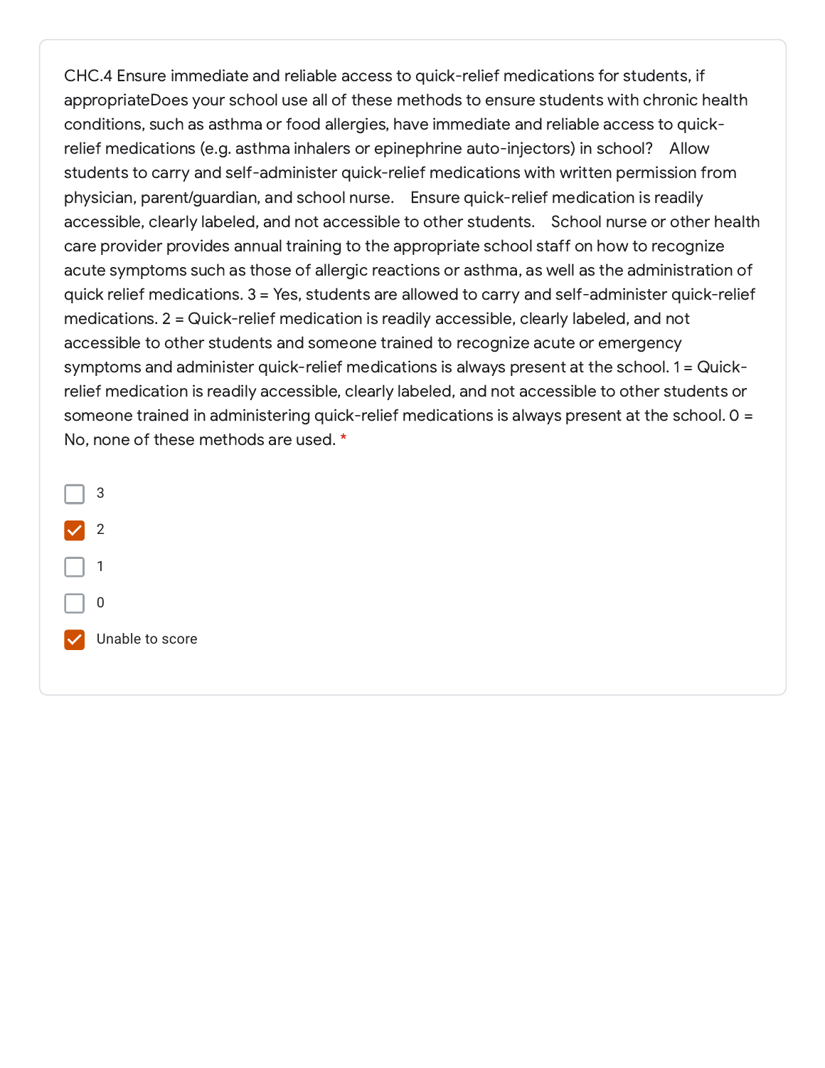CHC.4 Ensure immediate and reliable access to quick-relief medications for students, if appropriateDoes your school use all of these methods to ensure students with chronic health conditions, such as asthma or food allergies, have immediate and reliable access to quick-relief medications (e.g. asthma inhalers or epinephrine auto-injectors) in school?    Allow students to carry and self-administer quick-relief medications with written permission from physician, parent/guardian, and school nurse.    Ensure quick-relief medication is readily accessible, clearly labeled, and not accessible to other students.    School nurse or other health care provider provides annual training to the appropriate school staff on how to recognize acute symptoms such as those of allergic reactions or asthma, as well as the administration of quick relief medications. 3 = Yes, students are allowed to carry and self-administer quick-relief medications. 2 = Quick-relief medication is readily accessible, clearly labeled, and not accessible to other students and someone trained to recognize acute or emergency symptoms and administer quick-relief medications is always present at the school. 1 = Quick-relief medication is readily accessible, clearly labeled, and not accessible to other students or someone trained in administering quick-relief medications is always present at the school. 0 = No, none of these methods are used. *

- [ ] 3
- [x] 2
- [ ] 1
- [ ] 0
- [x] Unable to score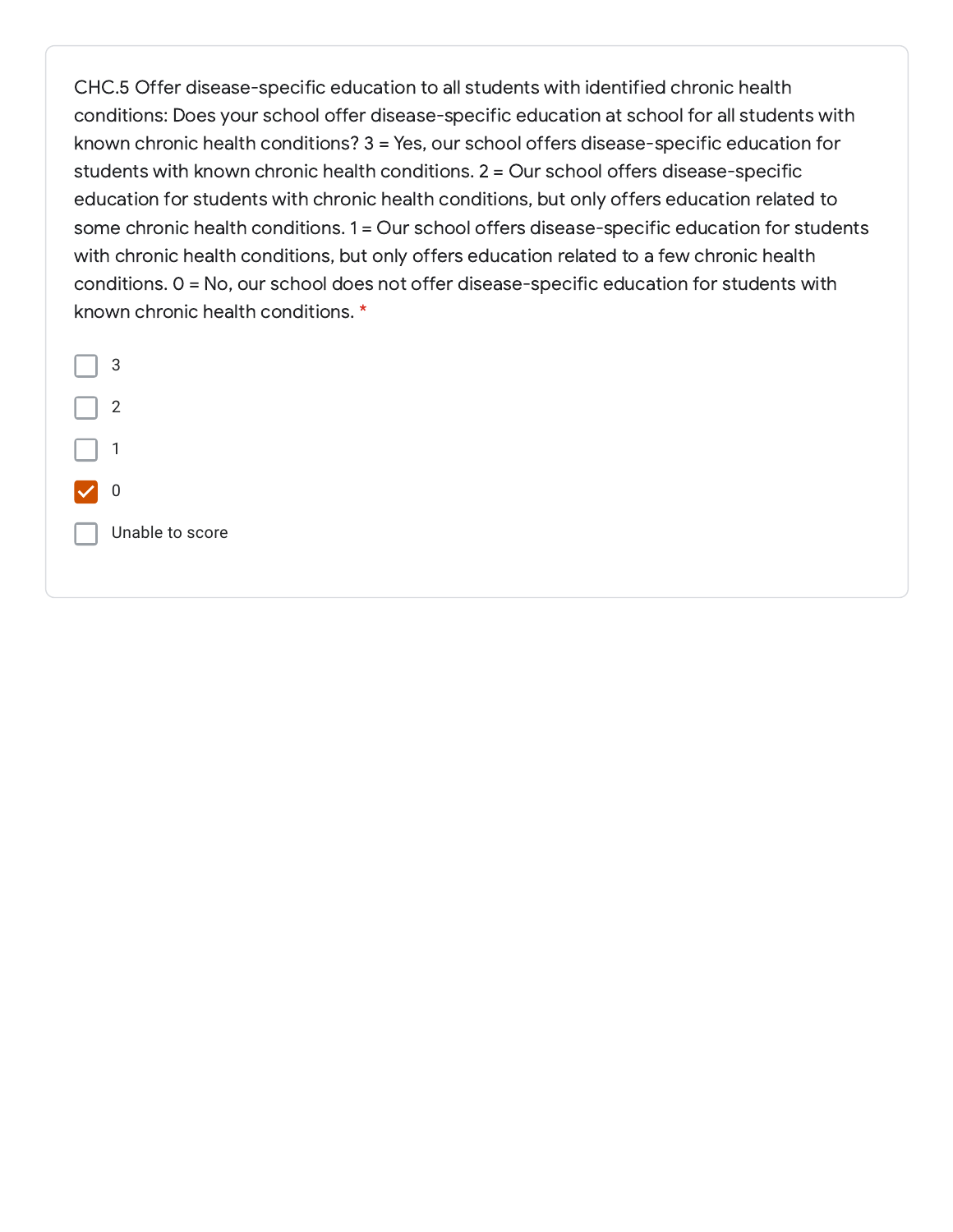CHC.5 Offer disease-specific education to all students with identified chronic health conditions: Does your school offer disease-specific education at school for all students with known chronic health conditions? 3 = Yes, our school offers disease-specific education for students with known chronic health conditions. 2 = Our school offers disease-specific education for students with chronic health conditions, but only offers education related to some chronic health conditions. 1 = Our school offers disease-specific education for students with chronic health conditions, but only offers education related to a few chronic health conditions. 0 = No, our school does not offer disease-specific education for students with known chronic health conditions. *

- [ ] 3
- [ ] 2
- [ ] 1
- [x] 0
- [ ] Unable to score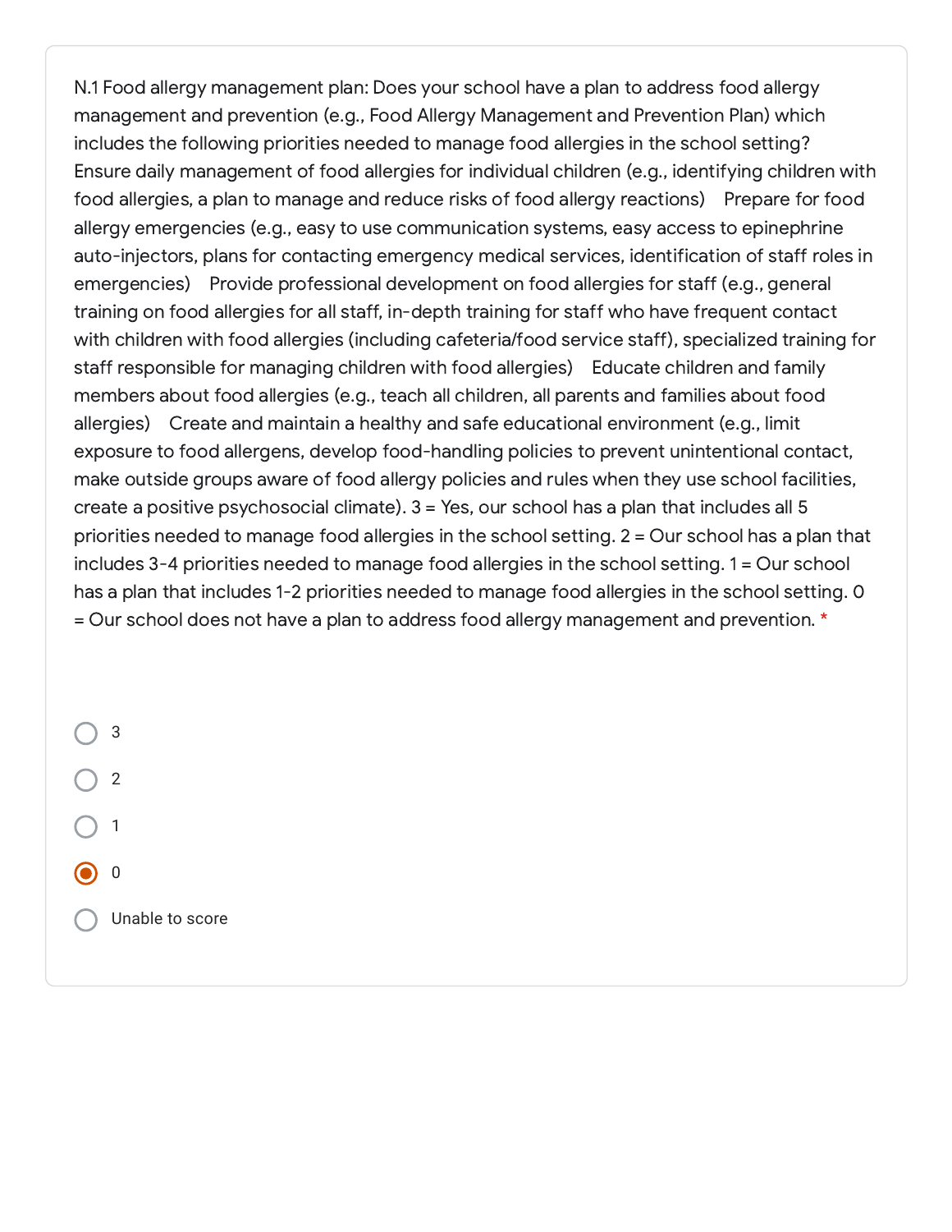N.1 Food allergy management plan: Does your school have a plan to address food allergy management and prevention (e.g., Food Allergy Management and Prevention Plan) which includes the following priorities needed to manage food allergies in the school setting? Ensure daily management of food allergies for individual children (e.g., identifying children with food allergies, a plan to manage and reduce risks of food allergy reactions)  Prepare for food allergy emergencies (e.g., easy to use communication systems, easy access to epinephrine auto-injectors, plans for contacting emergency medical services, identification of staff roles in emergencies)  Provide professional development on food allergies for staff (e.g., general training on food allergies for all staff, in-depth training for staff who have frequent contact with children with food allergies (including cafeteria/food service staff), specialized training for staff responsible for managing children with food allergies)  Educate children and family members about food allergies (e.g., teach all children, all parents and families about food allergies)  Create and maintain a healthy and safe educational environment (e.g., limit exposure to food allergens, develop food-handling policies to prevent unintentional contact, make outside groups aware of food allergy policies and rules when they use school facilities, create a positive psychosocial climate). 3 = Yes, our school has a plan that includes all 5 priorities needed to manage food allergies in the school setting. 2 = Our school has a plan that includes 3-4 priorities needed to manage food allergies in the school setting. 1 = Our school has a plan that includes 1-2 priorities needed to manage food allergies in the school setting. 0 = Our school does not have a plan to address food allergy management and prevention. *

- ○ 3
- ○ 2
- ○ 1
- ◉ 0
- ○ Unable to score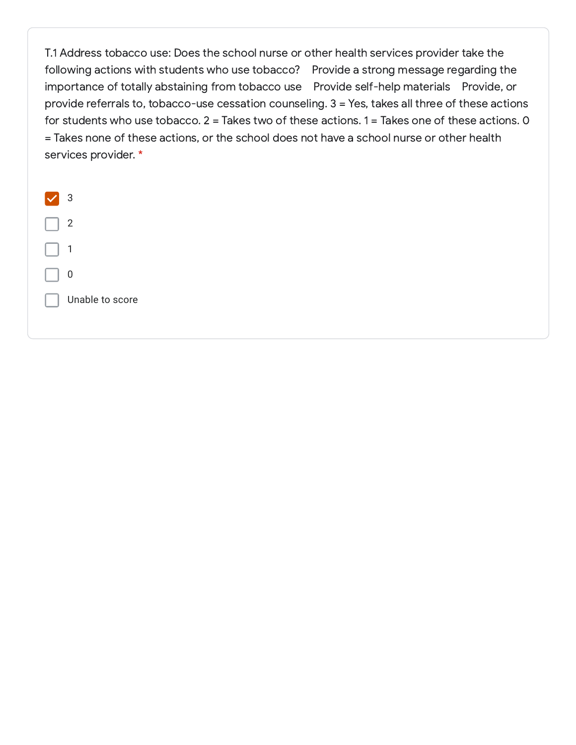T.1 Address tobacco use: Does the school nurse or other health services provider take the following actions with students who use tobacco?    Provide a strong message regarding the importance of totally abstaining from tobacco use    Provide self-help materials    Provide, or provide referrals to, tobacco-use cessation counseling. 3 = Yes, takes all three of these actions for students who use tobacco. 2 = Takes two of these actions. 1 = Takes one of these actions. 0 = Takes none of these actions, or the school does not have a school nurse or other health services provider. *

- [x] 3
- [ ] 2
- [ ] 1
- [ ] 0
- [ ] Unable to score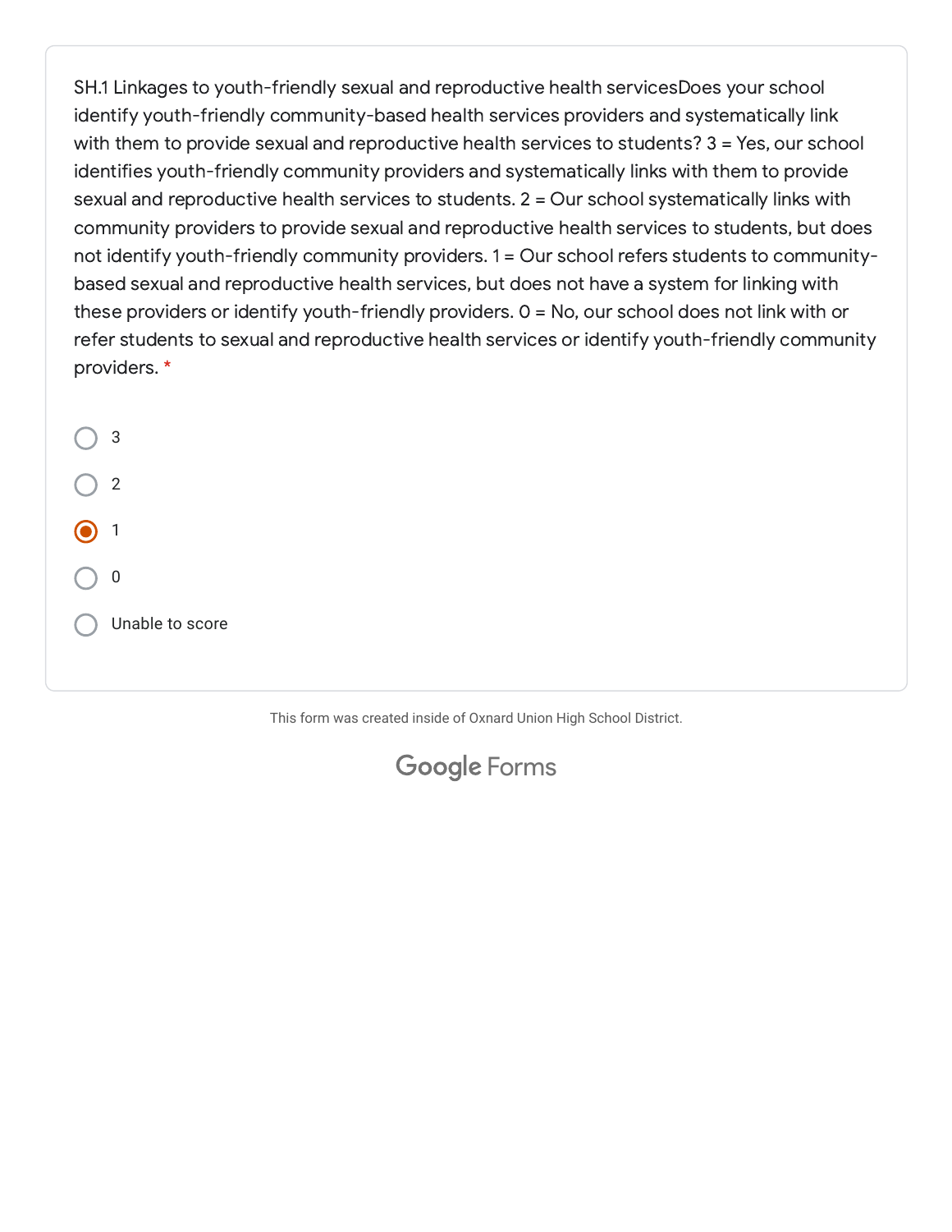SH.1 Linkages to youth-friendly sexual and reproductive health servicesDoes your school identify youth-friendly community-based health services providers and systematically link with them to provide sexual and reproductive health services to students? 3 = Yes, our school identifies youth-friendly community providers and systematically links with them to provide sexual and reproductive health services to students. 2 = Our school systematically links with community providers to provide sexual and reproductive health services to students, but does not identify youth-friendly community providers. 1 = Our school refers students to community-based sexual and reproductive health services, but does not have a system for linking with these providers or identify youth-friendly providers. 0 = No, our school does not link with or refer students to sexual and reproductive health services or identify youth-friendly community providers. *

- ○ 3
- ○ 2
- ● 1
- ○ 0
- ○ Unable to score

This form was created inside of Oxnard Union High School District.

Google Forms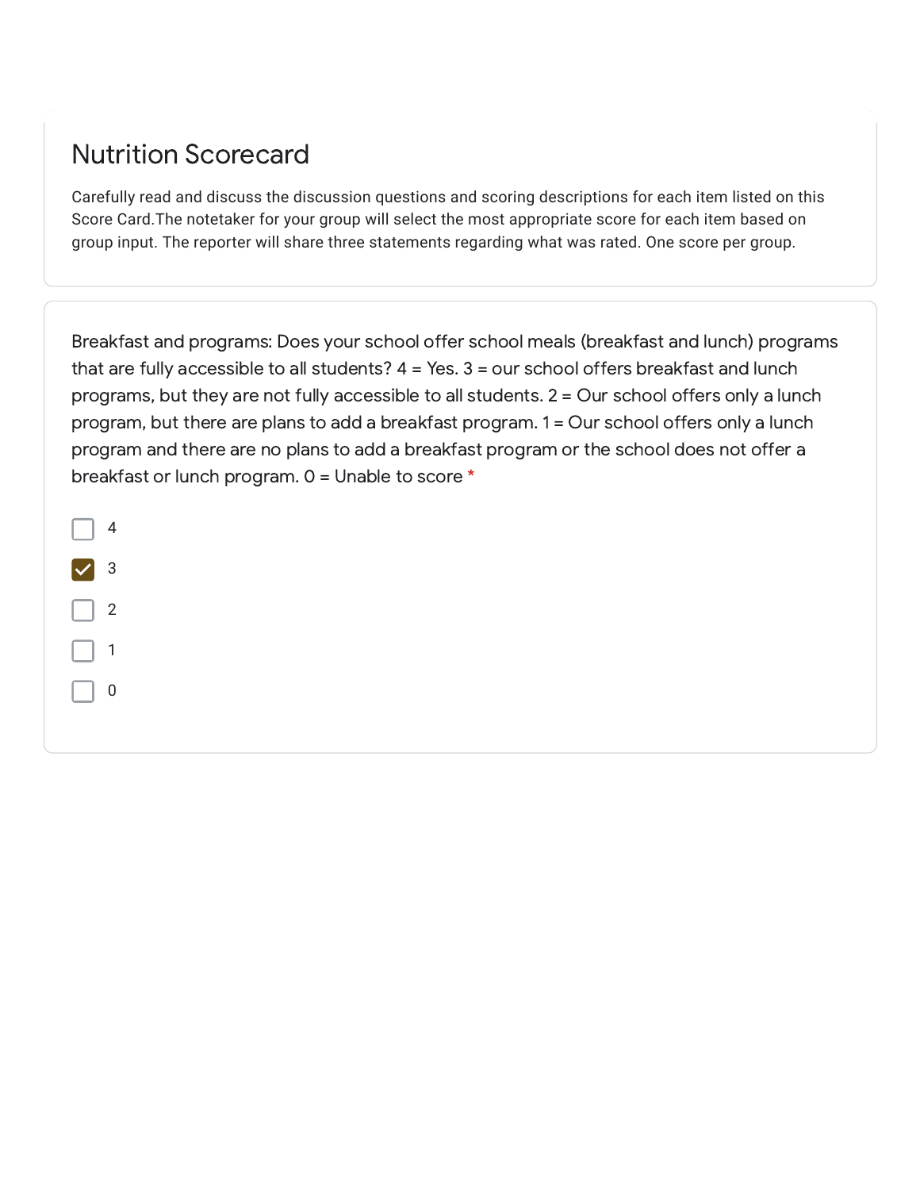# Nutrition Scorecard

Carefully read and discuss the discussion questions and scoring descriptions for each item listed on this Score Card.The notetaker for your group will select the most appropriate score for each item based on group input. The reporter will share three statements regarding what was rated. One score per group.

Breakfast and programs: Does your school offer school meals (breakfast and lunch) programs that are fully accessible to all students? 4 = Yes. 3 = our school offers breakfast and lunch programs, but they are not fully accessible to all students. 2 = Our school offers only a lunch program, but there are plans to add a breakfast program. 1 = Our school offers only a lunch program and there are no plans to add a breakfast program or the school does not offer a breakfast or lunch program. 0 = Unable to score *

- [ ] 4
- [x] 3
- [ ] 2
- [ ] 1
- [ ] 0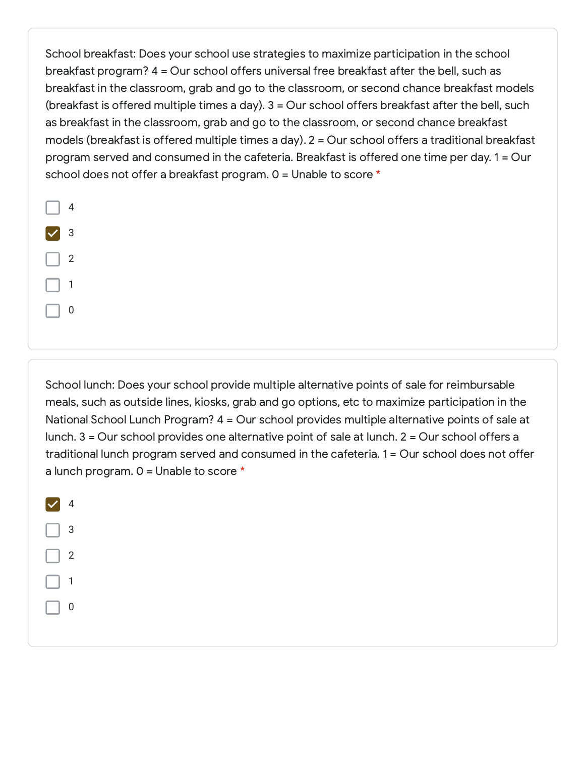School breakfast: Does your school use strategies to maximize participation in the school breakfast program? 4 = Our school offers universal free breakfast after the bell, such as breakfast in the classroom, grab and go to the classroom, or second chance breakfast models (breakfast is offered multiple times a day). 3 = Our school offers breakfast after the bell, such as breakfast in the classroom, grab and go to the classroom, or second chance breakfast models (breakfast is offered multiple times a day). 2 = Our school offers a traditional breakfast program served and consumed in the cafeteria. Breakfast is offered one time per day. 1 = Our school does not offer a breakfast program. 0 = Unable to score *

- [ ] 4
- [x] 3
- [ ] 2
- [ ] 1
- [ ] 0

School lunch: Does your school provide multiple alternative points of sale for reimbursable meals, such as outside lines, kiosks, grab and go options, etc to maximize participation in the National School Lunch Program? 4 = Our school provides multiple alternative points of sale at lunch. 3 = Our school provides one alternative point of sale at lunch. 2 = Our school offers a traditional lunch program served and consumed in the cafeteria. 1 = Our school does not offer a lunch program. 0 = Unable to score *

- [x] 4
- [ ] 3
- [ ] 2
- [ ] 1
- [ ] 0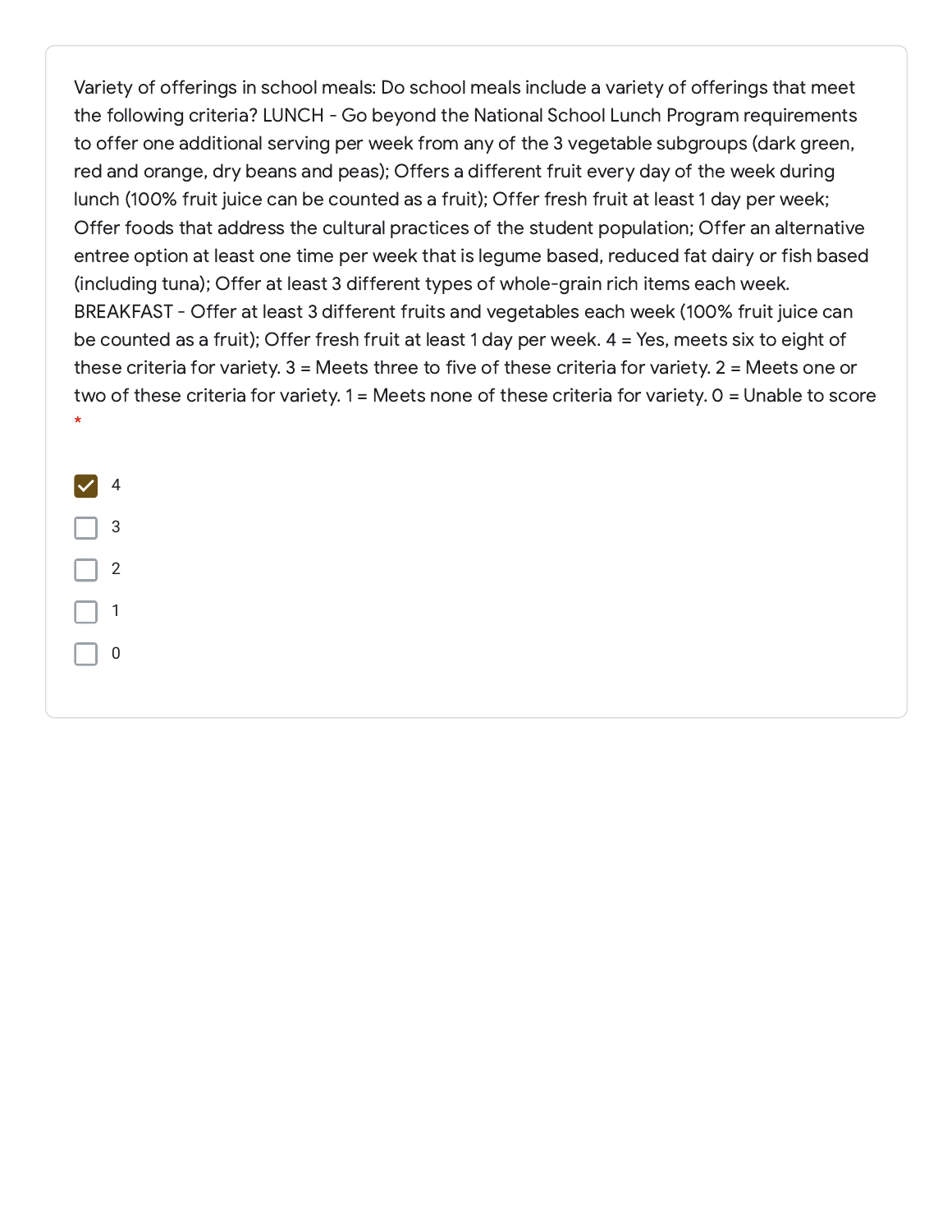Variety of offerings in school meals: Do school meals include a variety of offerings that meet the following criteria? LUNCH - Go beyond the National School Lunch Program requirements to offer one additional serving per week from any of the 3 vegetable subgroups (dark green, red and orange, dry beans and peas); Offers a different fruit every day of the week during lunch (100% fruit juice can be counted as a fruit); Offer fresh fruit at least 1 day per week; Offer foods that address the cultural practices of the student population; Offer an alternative entree option at least one time per week that is legume based, reduced fat dairy or fish based (including tuna); Offer at least 3 different types of whole-grain rich items each week. BREAKFAST - Offer at least 3 different fruits and vegetables each week (100% fruit juice can be counted as a fruit); Offer fresh fruit at least 1 day per week. 4 = Yes, meets six to eight of these criteria for variety. 3 = Meets three to five of these criteria for variety. 2 = Meets one or two of these criteria for variety. 1 = Meets none of these criteria for variety. 0 = Unable to score *

- [x] 4
- [ ] 3
- [ ] 2
- [ ] 1
- [ ] 0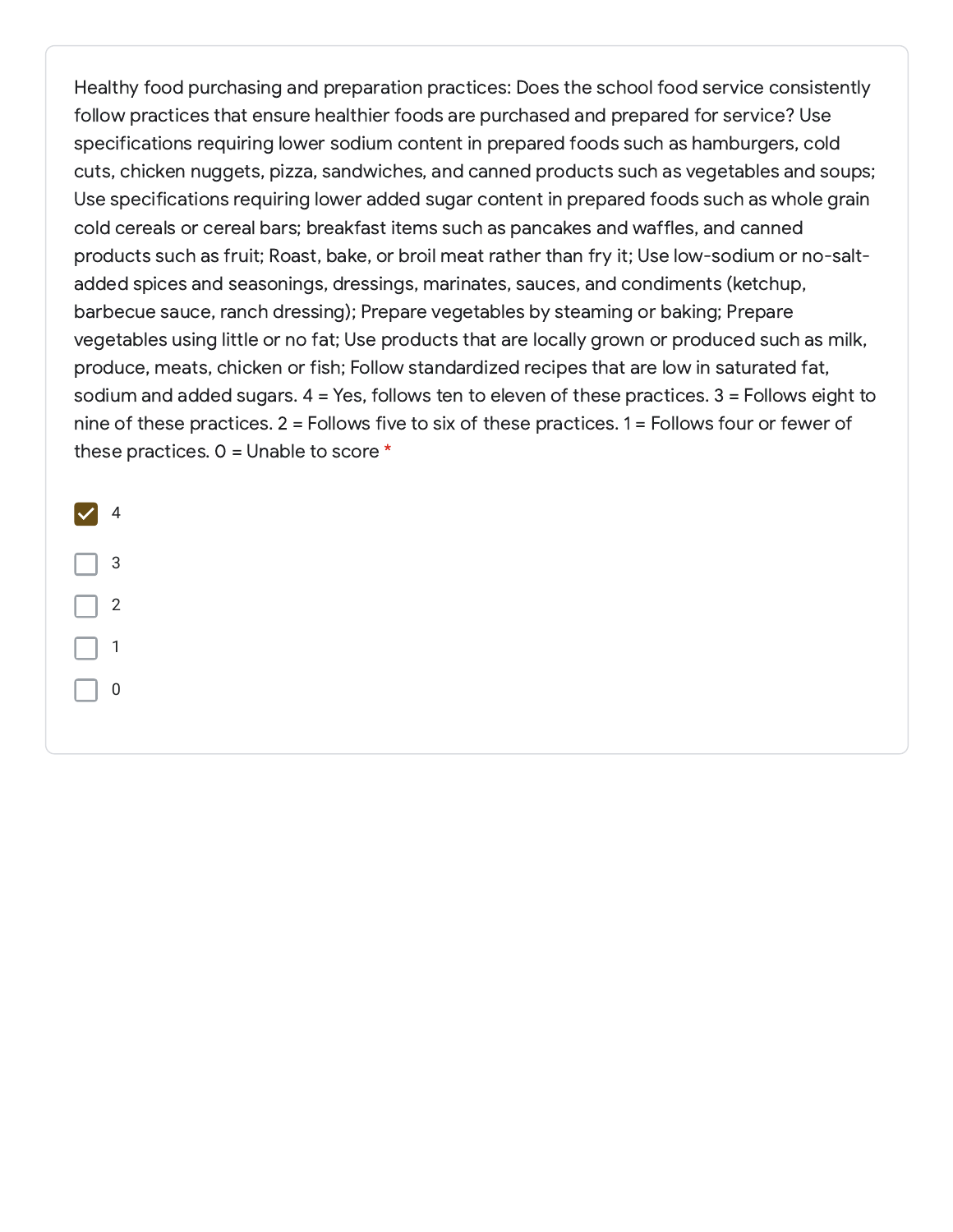Healthy food purchasing and preparation practices: Does the school food service consistently follow practices that ensure healthier foods are purchased and prepared for service? Use specifications requiring lower sodium content in prepared foods such as hamburgers, cold cuts, chicken nuggets, pizza, sandwiches, and canned products such as vegetables and soups; Use specifications requiring lower added sugar content in prepared foods such as whole grain cold cereals or cereal bars; breakfast items such as pancakes and waffles, and canned products such as fruit; Roast, bake, or broil meat rather than fry it; Use low-sodium or no-salt-added spices and seasonings, dressings, marinates, sauces, and condiments (ketchup, barbecue sauce, ranch dressing); Prepare vegetables by steaming or baking; Prepare vegetables using little or no fat; Use products that are locally grown or produced such as milk, produce, meats, chicken or fish; Follow standardized recipes that are low in saturated fat, sodium and added sugars. 4 = Yes, follows ten to eleven of these practices. 3 = Follows eight to nine of these practices. 2 = Follows five to six of these practices. 1 = Follows four or fewer of these practices. 0 = Unable to score *

- [x] 4
- [ ] 3
- [ ] 2
- [ ] 1
- [ ] 0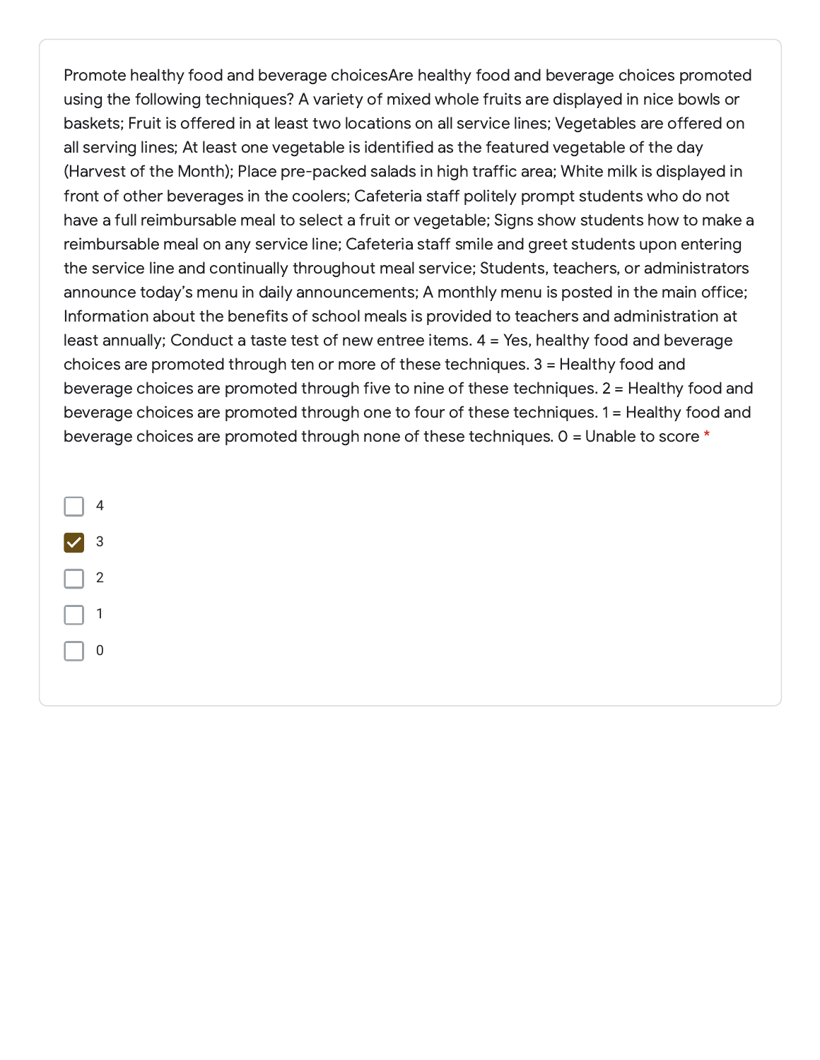Promote healthy food and beverage choicesAre healthy food and beverage choices promoted using the following techniques? A variety of mixed whole fruits are displayed in nice bowls or baskets; Fruit is offered in at least two locations on all service lines; Vegetables are offered on all serving lines; At least one vegetable is identified as the featured vegetable of the day (Harvest of the Month); Place pre-packed salads in high traffic area; White milk is displayed in front of other beverages in the coolers; Cafeteria staff politely prompt students who do not have a full reimbursable meal to select a fruit or vegetable; Signs show students how to make a reimbursable meal on any service line; Cafeteria staff smile and greet students upon entering the service line and continually throughout meal service; Students, teachers, or administrators announce today's menu in daily announcements; A monthly menu is posted in the main office; Information about the benefits of school meals is provided to teachers and administration at least annually; Conduct a taste test of new entree items. 4 = Yes, healthy food and beverage choices are promoted through ten or more of these techniques. 3 = Healthy food and beverage choices are promoted through five to nine of these techniques. 2 = Healthy food and beverage choices are promoted through one to four of these techniques. 1 = Healthy food and beverage choices are promoted through none of these techniques. 0 = Unable to score *

- [ ] 4
- [x] 3
- [ ] 2
- [ ] 1
- [ ] 0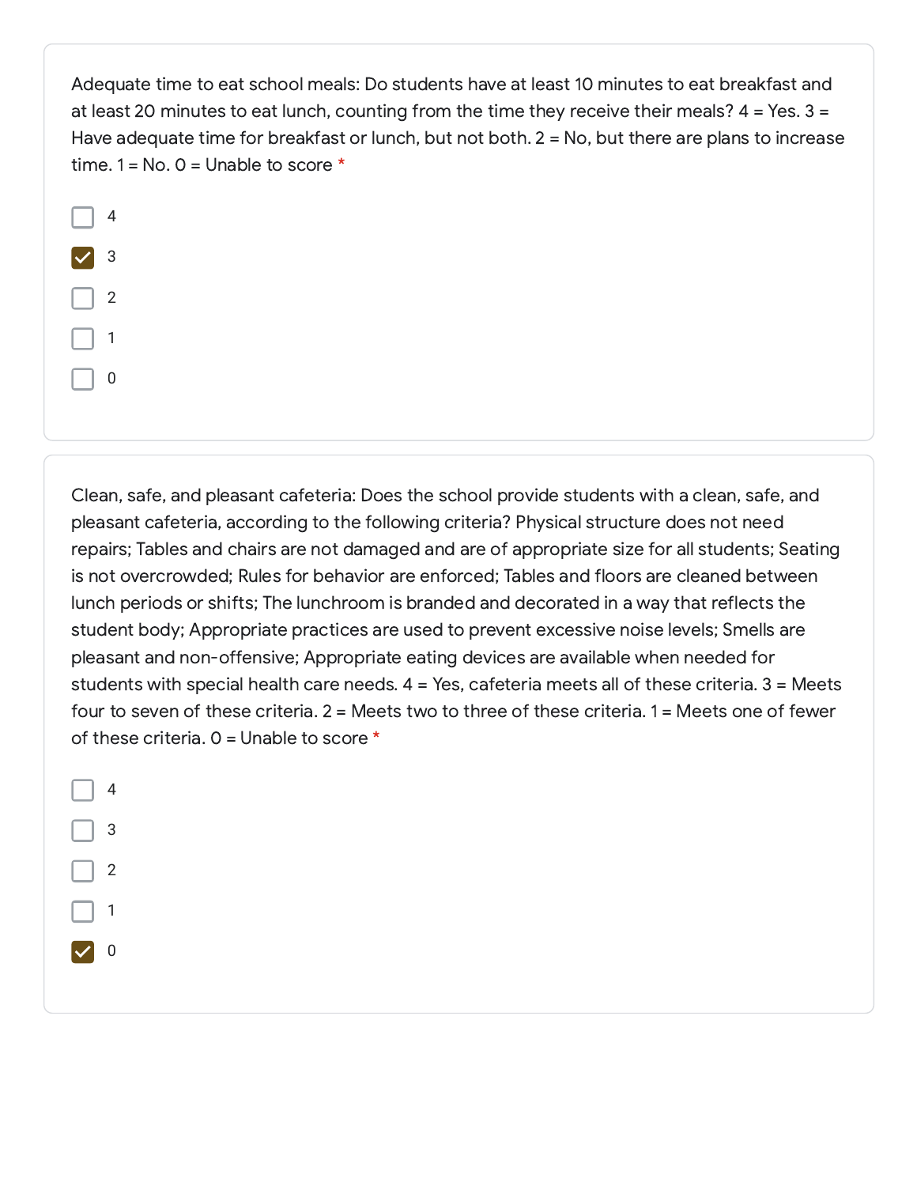Adequate time to eat school meals: Do students have at least 10 minutes to eat breakfast and at least 20 minutes to eat lunch, counting from the time they receive their meals? 4 = Yes. 3 = Have adequate time for breakfast or lunch, but not both. 2 = No, but there are plans to increase time. 1 = No. 0 = Unable to score *

- [ ] 4
- [x] 3
- [ ] 2
- [ ] 1
- [ ] 0

Clean, safe, and pleasant cafeteria: Does the school provide students with a clean, safe, and pleasant cafeteria, according to the following criteria? Physical structure does not need repairs; Tables and chairs are not damaged and are of appropriate size for all students; Seating is not overcrowded; Rules for behavior are enforced; Tables and floors are cleaned between lunch periods or shifts; The lunchroom is branded and decorated in a way that reflects the student body; Appropriate practices are used to prevent excessive noise levels; Smells are pleasant and non-offensive; Appropriate eating devices are available when needed for students with special health care needs. 4 = Yes, cafeteria meets all of these criteria. 3 = Meets four to seven of these criteria. 2 = Meets two to three of these criteria. 1 = Meets one of fewer of these criteria. 0 = Unable to score *

- [ ] 4
- [ ] 3
- [ ] 2
- [ ] 1
- [x] 0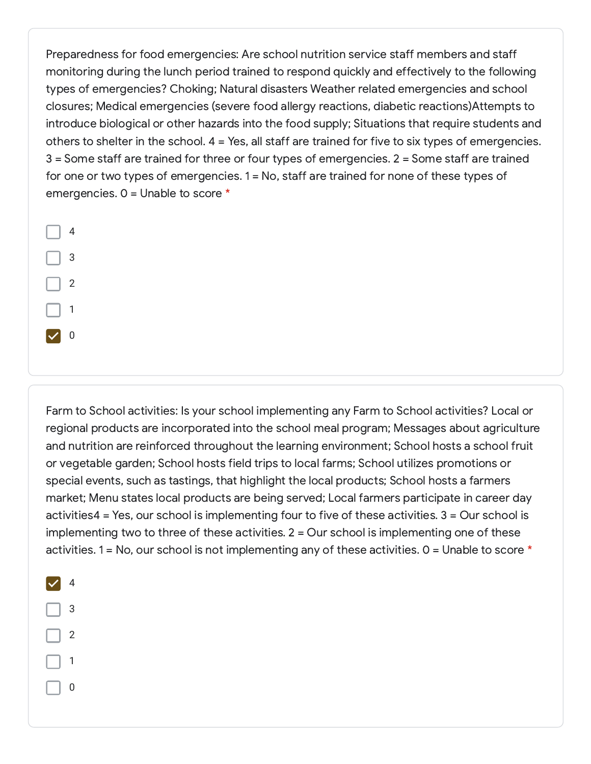Preparedness for food emergencies: Are school nutrition service staff members and staff monitoring during the lunch period trained to respond quickly and effectively to the following types of emergencies? Choking; Natural disasters Weather related emergencies and school closures; Medical emergencies (severe food allergy reactions, diabetic reactions)Attempts to introduce biological or other hazards into the food supply; Situations that require students and others to shelter in the school. 4 = Yes, all staff are trained for five to six types of emergencies. 3 = Some staff are trained for three or four types of emergencies. 2 = Some staff are trained for one or two types of emergencies. 1 = No, staff are trained for none of these types of emergencies. 0 = Unable to score *

- [ ] 4
- [ ] 3
- [ ] 2
- [ ] 1
- [x] 0

Farm to School activities: Is your school implementing any Farm to School activities? Local or regional products are incorporated into the school meal program; Messages about agriculture and nutrition are reinforced throughout the learning environment; School hosts a school fruit or vegetable garden; School hosts field trips to local farms; School utilizes promotions or special events, such as tastings, that highlight the local products; School hosts a farmers market; Menu states local products are being served; Local farmers participate in career day activities4 = Yes, our school is implementing four to five of these activities. 3 = Our school is implementing two to three of these activities. 2 = Our school is implementing one of these activities. 1 = No, our school is not implementing any of these activities. 0 = Unable to score *

- [x] 4
- [ ] 3
- [ ] 2
- [ ] 1
- [ ] 0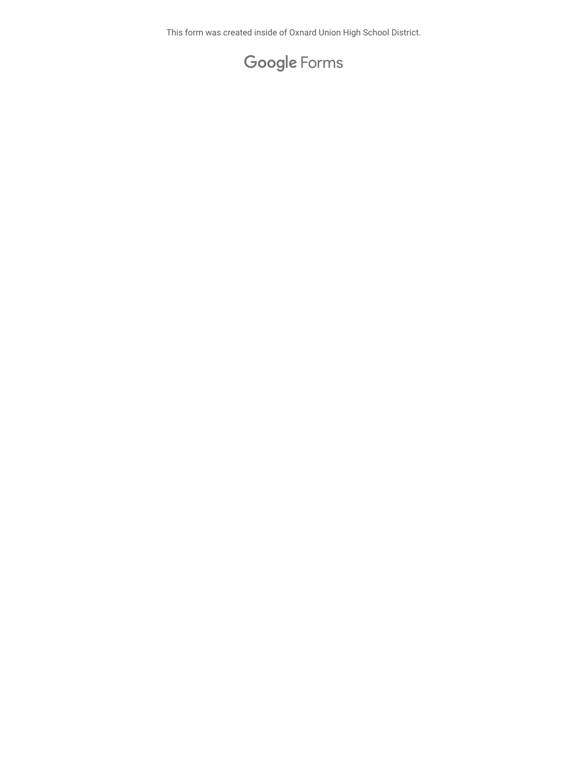This form was created inside of Oxnard Union High School District.

Google Forms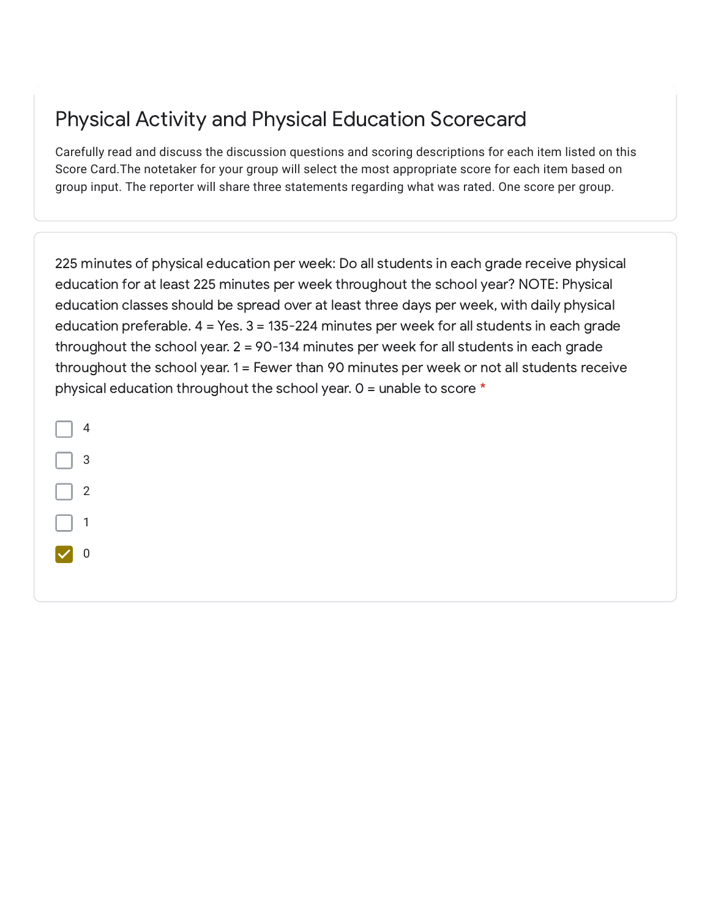# Physical Activity and Physical Education Scorecard

Carefully read and discuss the discussion questions and scoring descriptions for each item listed on this Score Card.The notetaker for your group will select the most appropriate score for each item based on group input. The reporter will share three statements regarding what was rated. One score per group.

225 minutes of physical education per week: Do all students in each grade receive physical education for at least 225 minutes per week throughout the school year? NOTE: Physical education classes should be spread over at least three days per week, with daily physical education preferable. 4 = Yes. 3 = 135-224 minutes per week for all students in each grade throughout the school year. 2 = 90-134 minutes per week for all students in each grade throughout the school year. 1 = Fewer than 90 minutes per week or not all students receive physical education throughout the school year. 0 = unable to score *

- [ ] 4
- [ ] 3
- [ ] 2
- [ ] 1
- [x] 0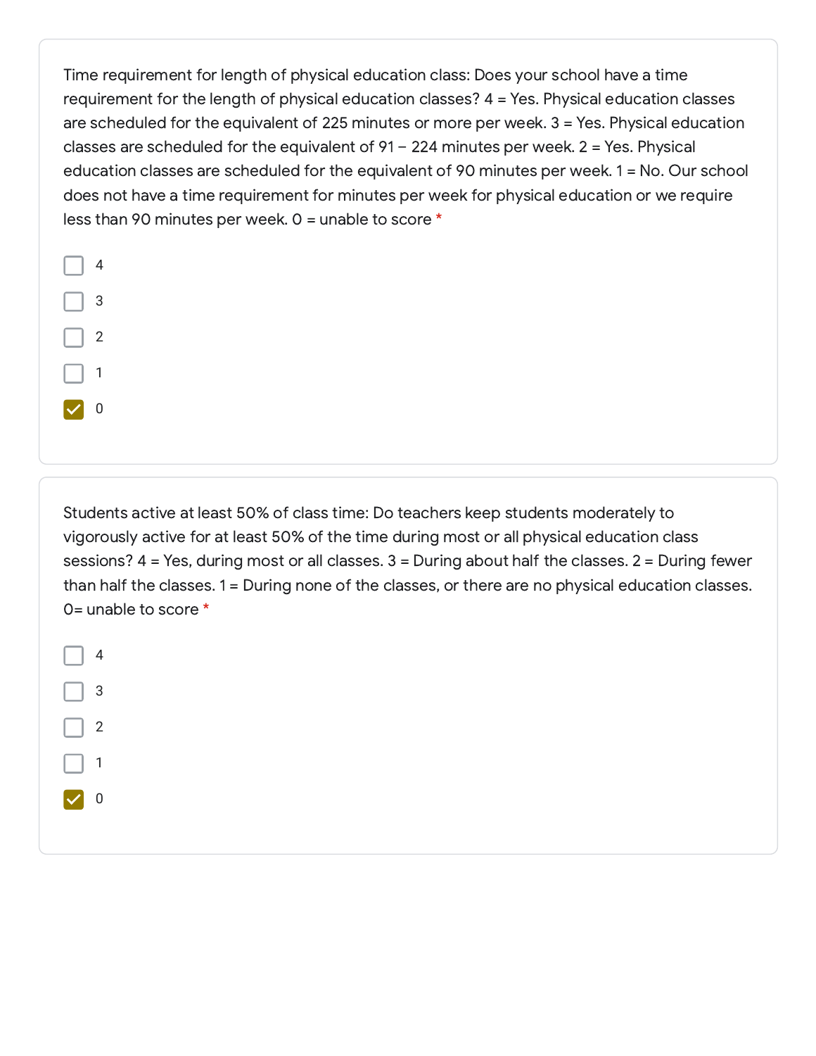Time requirement for length of physical education class: Does your school have a time requirement for the length of physical education classes? 4 = Yes. Physical education classes are scheduled for the equivalent of 225 minutes or more per week. 3 = Yes. Physical education classes are scheduled for the equivalent of 91 – 224 minutes per week. 2 = Yes. Physical education classes are scheduled for the equivalent of 90 minutes per week. 1 = No. Our school does not have a time requirement for minutes per week for physical education or we require less than 90 minutes per week. 0 = unable to score *

- [ ] 4
- [ ] 3
- [ ] 2
- [ ] 1
- [x] 0

Students active at least 50% of class time: Do teachers keep students moderately to vigorously active for at least 50% of the time during most or all physical education class sessions? 4 = Yes, during most or all classes. 3 = During about half the classes. 2 = During fewer than half the classes. 1 = During none of the classes, or there are no physical education classes. 0= unable to score *

- [ ] 4
- [ ] 3
- [ ] 2
- [ ] 1
- [x] 0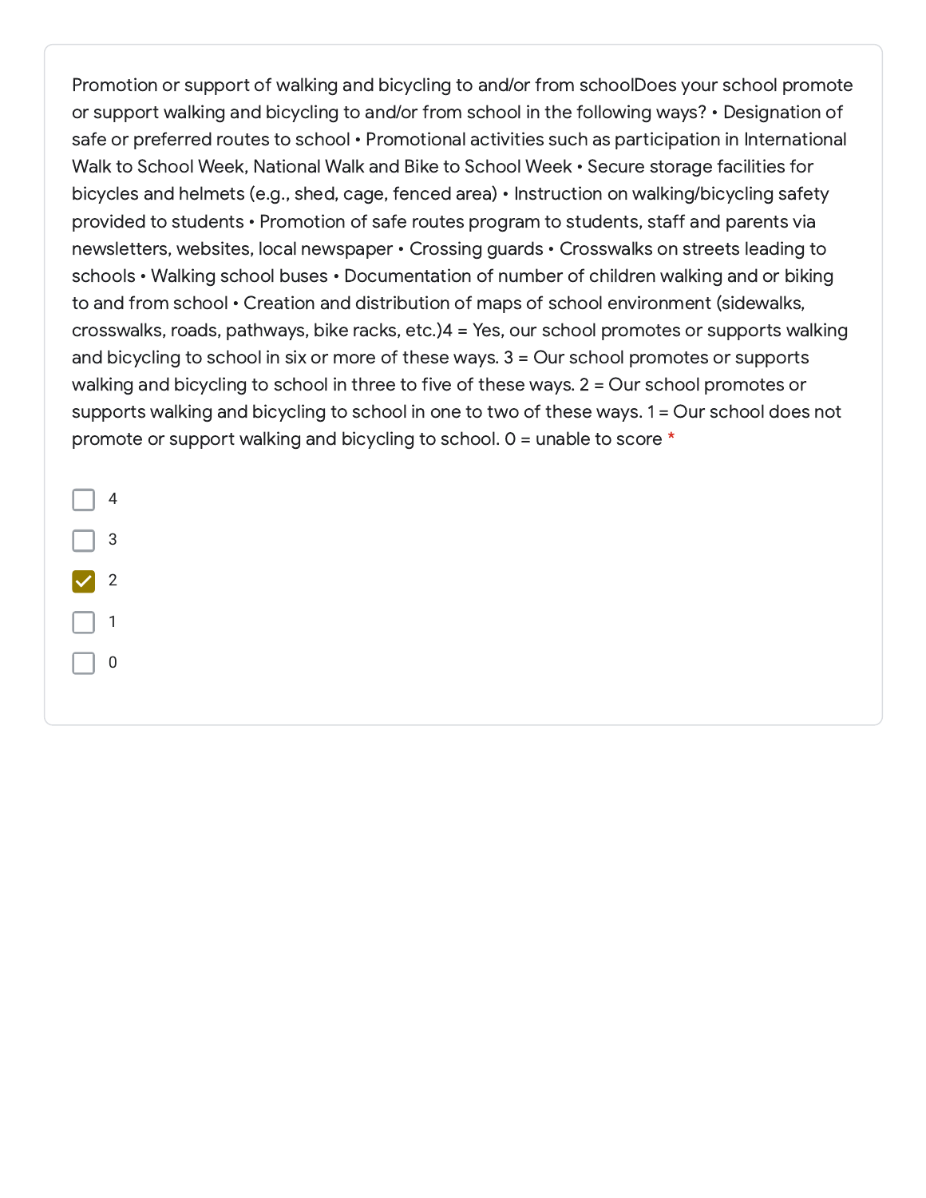Promotion or support of walking and bicycling to and/or from schoolDoes your school promote or support walking and bicycling to and/or from school in the following ways? • Designation of safe or preferred routes to school • Promotional activities such as participation in International Walk to School Week, National Walk and Bike to School Week • Secure storage facilities for bicycles and helmets (e.g., shed, cage, fenced area) • Instruction on walking/bicycling safety provided to students • Promotion of safe routes program to students, staff and parents via newsletters, websites, local newspaper • Crossing guards • Crosswalks on streets leading to schools • Walking school buses • Documentation of number of children walking and or biking to and from school • Creation and distribution of maps of school environment (sidewalks, crosswalks, roads, pathways, bike racks, etc.)4 = Yes, our school promotes or supports walking and bicycling to school in six or more of these ways. 3 = Our school promotes or supports walking and bicycling to school in three to five of these ways. 2 = Our school promotes or supports walking and bicycling to school in one to two of these ways. 1 = Our school does not promote or support walking and bicycling to school. 0 = unable to score *

- [ ] 4
- [ ] 3
- [x] 2
- [ ] 1
- [ ] 0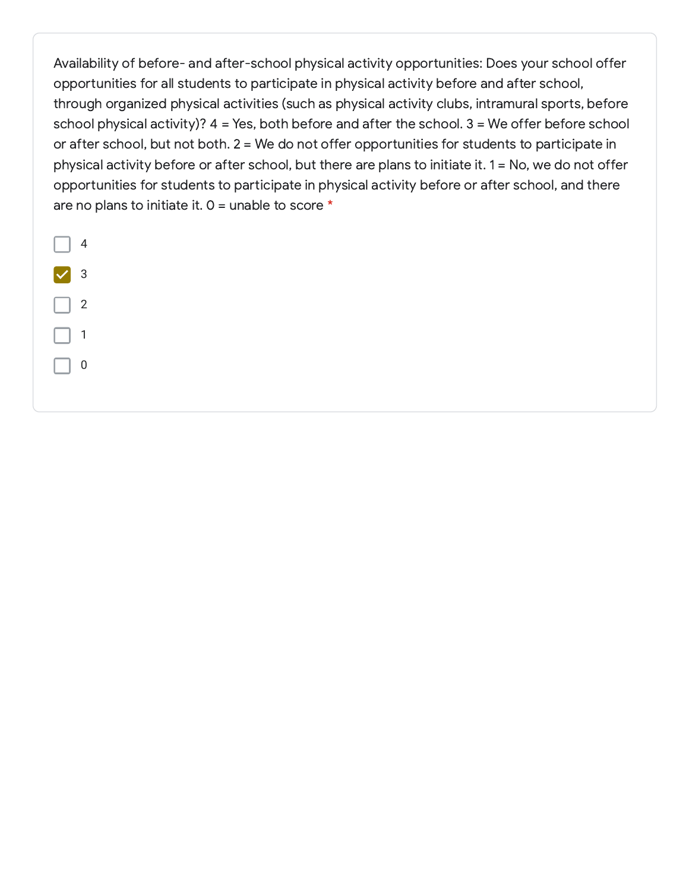Availability of before- and after-school physical activity opportunities: Does your school offer opportunities for all students to participate in physical activity before and after school, through organized physical activities (such as physical activity clubs, intramural sports, before school physical activity)? 4 = Yes, both before and after the school. 3 = We offer before school or after school, but not both. 2 = We do not offer opportunities for students to participate in physical activity before or after school, but there are plans to initiate it. 1 = No, we do not offer opportunities for students to participate in physical activity before or after school, and there are no plans to initiate it. 0 = unable to score *

- [ ] 4
- [x] 3
- [ ] 2
- [ ] 1
- [ ] 0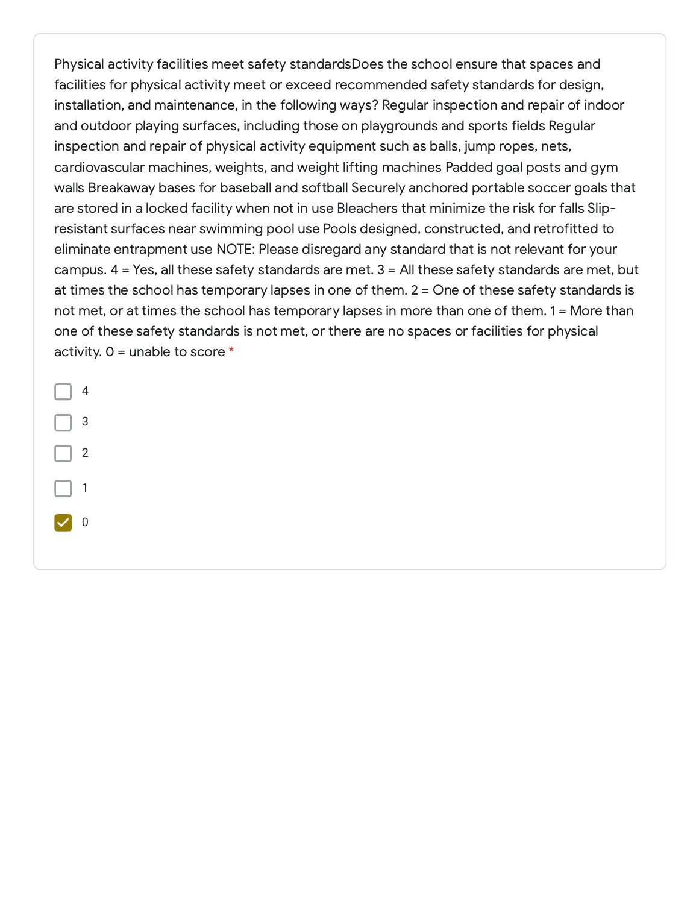Physical activity facilities meet safety standardsDoes the school ensure that spaces and facilities for physical activity meet or exceed recommended safety standards for design, installation, and maintenance, in the following ways? Regular inspection and repair of indoor and outdoor playing surfaces, including those on playgrounds and sports fields Regular inspection and repair of physical activity equipment such as balls, jump ropes, nets, cardiovascular machines, weights, and weight lifting machines Padded goal posts and gym walls Breakaway bases for baseball and softball Securely anchored portable soccer goals that are stored in a locked facility when not in use Bleachers that minimize the risk for falls Slip-resistant surfaces near swimming pool use Pools designed, constructed, and retrofitted to eliminate entrapment use NOTE: Please disregard any standard that is not relevant for your campus. 4 = Yes, all these safety standards are met. 3 = All these safety standards are met, but at times the school has temporary lapses in one of them. 2 = One of these safety standards is not met, or at times the school has temporary lapses in more than one of them. 1 = More than one of these safety standards is not met, or there are no spaces or facilities for physical activity. 0 = unable to score *

- [ ] 4
- [ ] 3
- [ ] 2
- [ ] 1
- [x] 0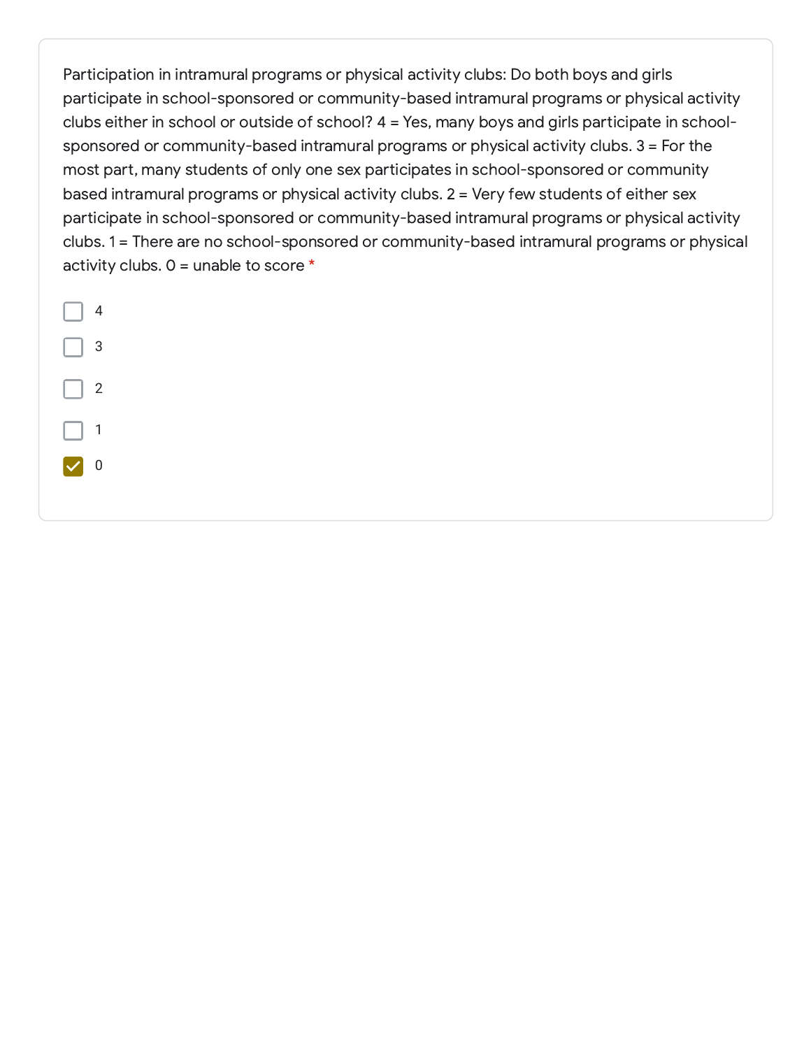Participation in intramural programs or physical activity clubs: Do both boys and girls participate in school-sponsored or community-based intramural programs or physical activity clubs either in school or outside of school? 4 = Yes, many boys and girls participate in school-sponsored or community-based intramural programs or physical activity clubs. 3 = For the most part, many students of only one sex participates in school-sponsored or community based intramural programs or physical activity clubs. 2 = Very few students of either sex participate in school-sponsored or community-based intramural programs or physical activity clubs. 1 = There are no school-sponsored or community-based intramural programs or physical activity clubs. 0 = unable to score *

- [ ] 4
- [ ] 3
- [ ] 2
- [ ] 1
- [x] 0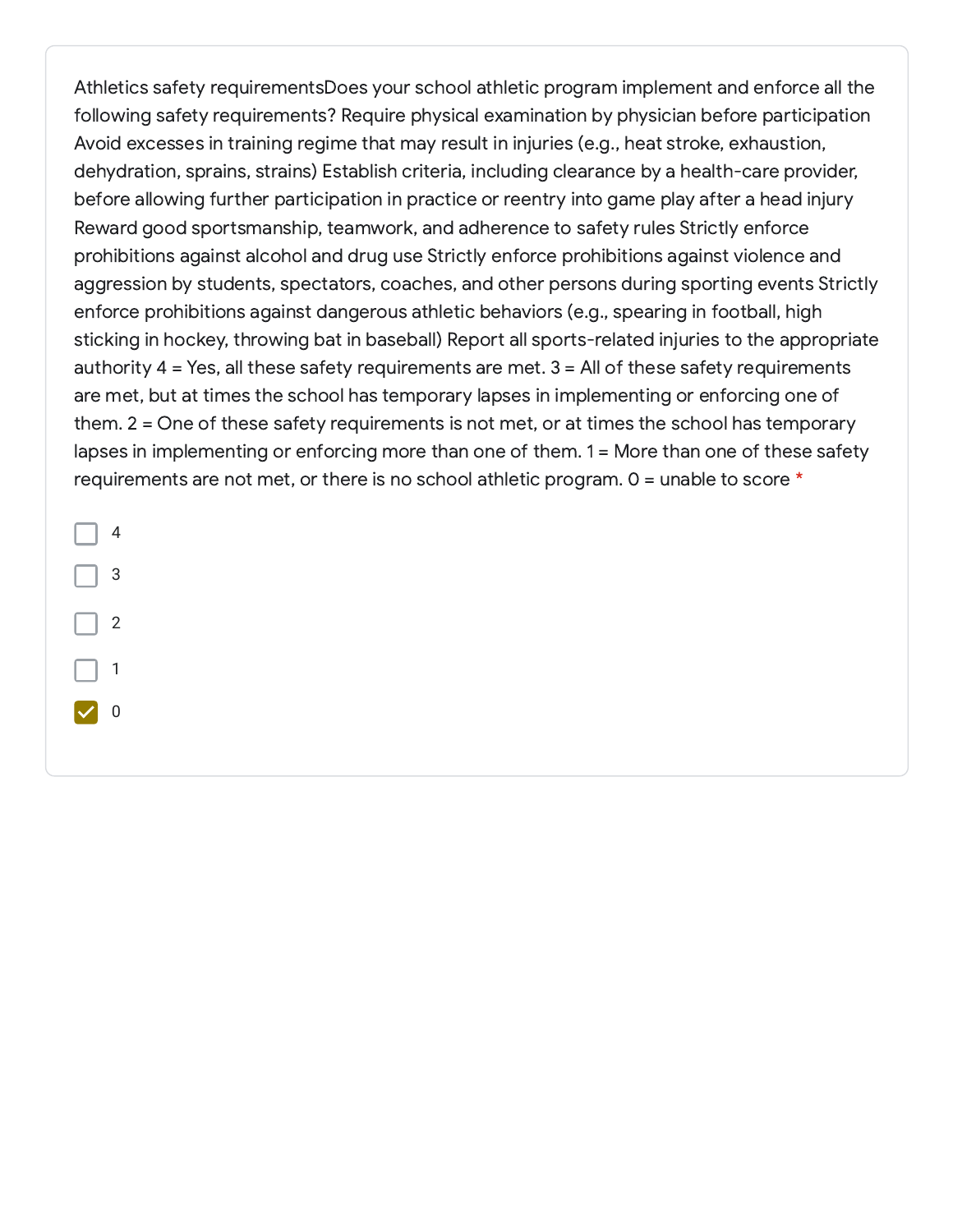Athletics safety requirementsDoes your school athletic program implement and enforce all the following safety requirements? Require physical examination by physician before participation Avoid excesses in training regime that may result in injuries (e.g., heat stroke, exhaustion, dehydration, sprains, strains) Establish criteria, including clearance by a health-care provider, before allowing further participation in practice or reentry into game play after a head injury Reward good sportsmanship, teamwork, and adherence to safety rules Strictly enforce prohibitions against alcohol and drug use Strictly enforce prohibitions against violence and aggression by students, spectators, coaches, and other persons during sporting events Strictly enforce prohibitions against dangerous athletic behaviors (e.g., spearing in football, high sticking in hockey, throwing bat in baseball) Report all sports-related injuries to the appropriate authority 4 = Yes, all these safety requirements are met. 3 = All of these safety requirements are met, but at times the school has temporary lapses in implementing or enforcing one of them. 2 = One of these safety requirements is not met, or at times the school has temporary lapses in implementing or enforcing more than one of them. 1 = More than one of these safety requirements are not met, or there is no school athletic program. 0 = unable to score *

- [ ] 4
- [ ] 3
- [ ] 2
- [ ] 1
- [x] 0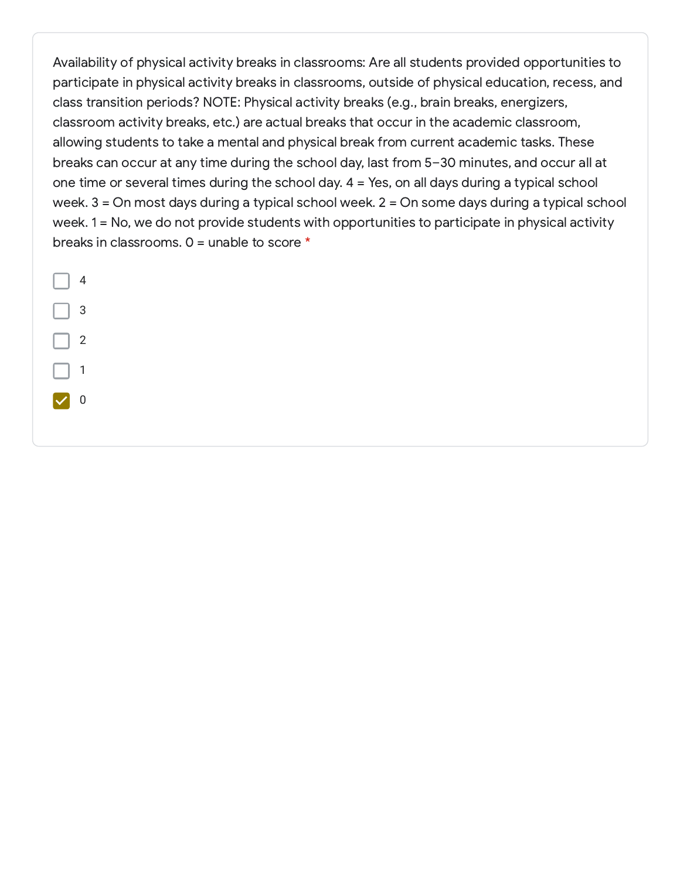Availability of physical activity breaks in classrooms: Are all students provided opportunities to participate in physical activity breaks in classrooms, outside of physical education, recess, and class transition periods? NOTE: Physical activity breaks (e.g., brain breaks, energizers, classroom activity breaks, etc.) are actual breaks that occur in the academic classroom, allowing students to take a mental and physical break from current academic tasks. These breaks can occur at any time during the school day, last from 5–30 minutes, and occur all at one time or several times during the school day. 4 = Yes, on all days during a typical school week. 3 = On most days during a typical school week. 2 = On some days during a typical school week. 1 = No, we do not provide students with opportunities to participate in physical activity breaks in classrooms. 0 = unable to score *

- [ ] 4
- [ ] 3
- [ ] 2
- [ ] 1
- [x] 0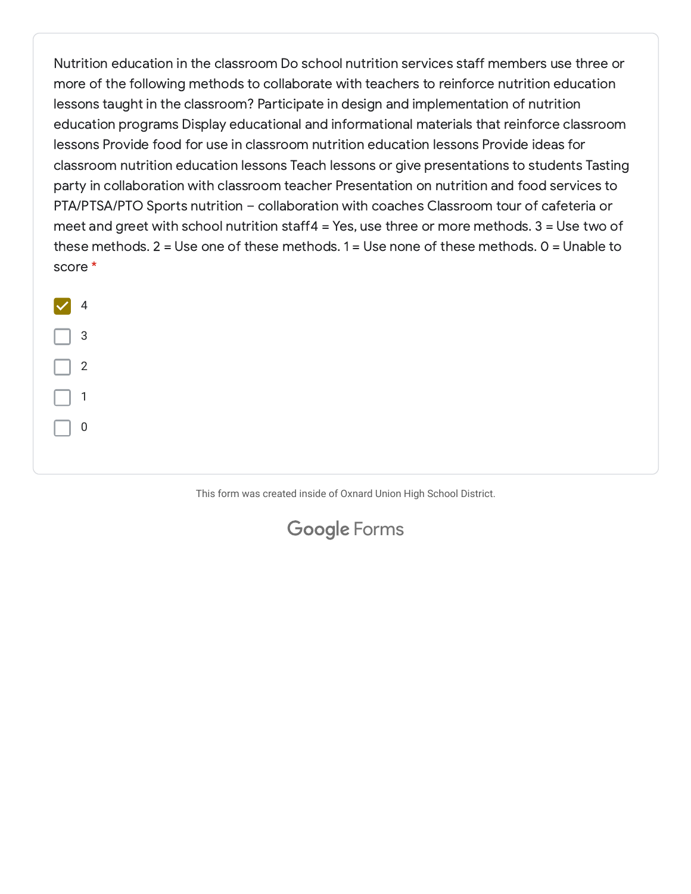Nutrition education in the classroom Do school nutrition services staff members use three or more of the following methods to collaborate with teachers to reinforce nutrition education lessons taught in the classroom? Participate in design and implementation of nutrition education programs Display educational and informational materials that reinforce classroom lessons Provide food for use in classroom nutrition education lessons Provide ideas for classroom nutrition education lessons Teach lessons or give presentations to students Tasting party in collaboration with classroom teacher Presentation on nutrition and food services to PTA/PTSA/PTO Sports nutrition – collaboration with coaches Classroom tour of cafeteria or meet and greet with school nutrition staff4 = Yes, use three or more methods. 3 = Use two of these methods. 2 = Use one of these methods. 1 = Use none of these methods. 0 = Unable to score *

- [x] 4
- [ ] 3
- [ ] 2
- [ ] 1
- [ ] 0

This form was created inside of Oxnard Union High School District.

Google Forms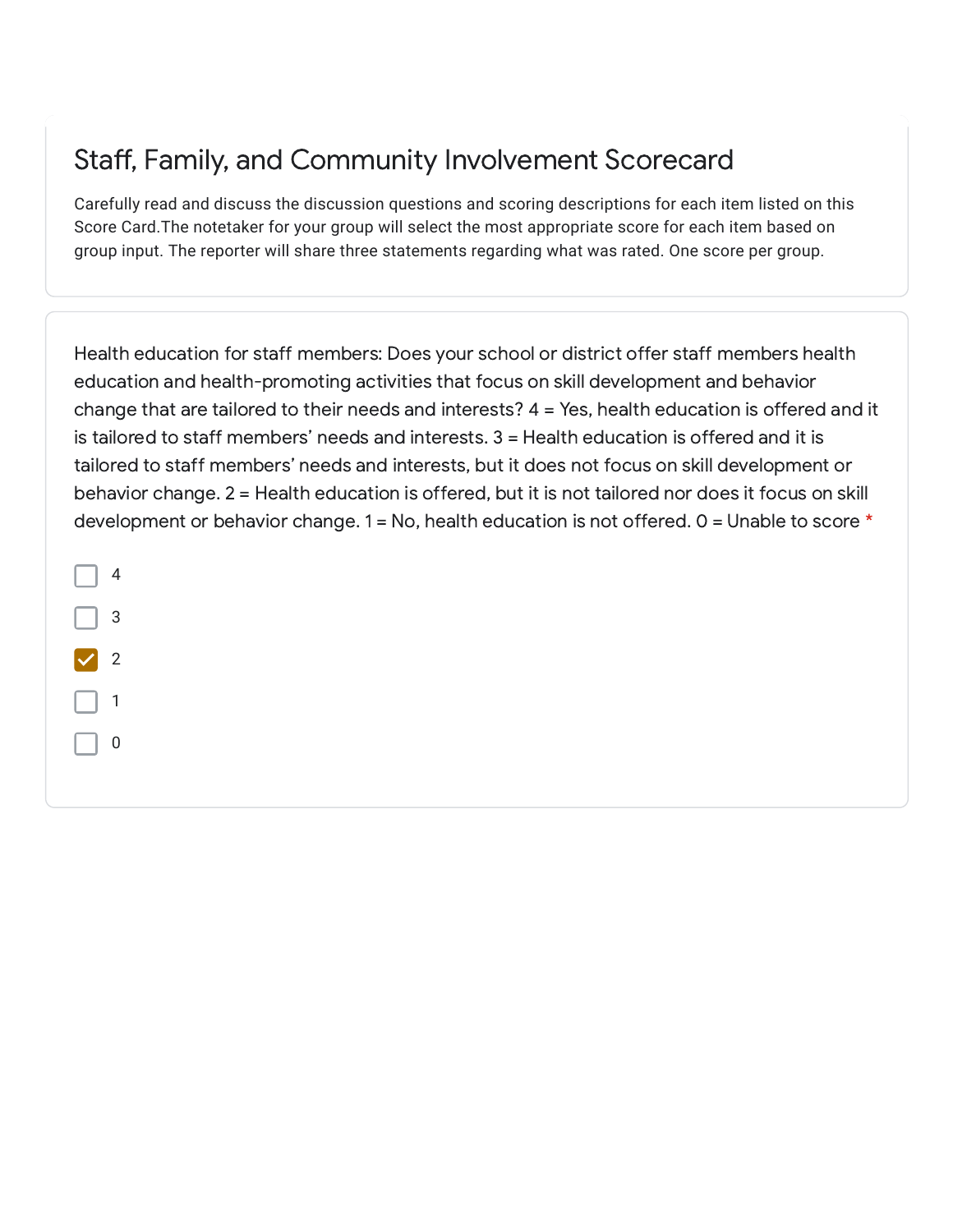# Staff, Family, and Community Involvement Scorecard

Carefully read and discuss the discussion questions and scoring descriptions for each item listed on this Score Card.The notetaker for your group will select the most appropriate score for each item based on group input. The reporter will share three statements regarding what was rated. One score per group.

Health education for staff members: Does your school or district offer staff members health education and health-promoting activities that focus on skill development and behavior change that are tailored to their needs and interests? 4 = Yes, health education is offered and it is tailored to staff members' needs and interests. 3 = Health education is offered and it is tailored to staff members' needs and interests, but it does not focus on skill development or behavior change. 2 = Health education is offered, but it is not tailored nor does it focus on skill development or behavior change. 1 = No, health education is not offered. 0 = Unable to score *

- [ ] 4
- [ ] 3
- [x] 2
- [ ] 1
- [ ] 0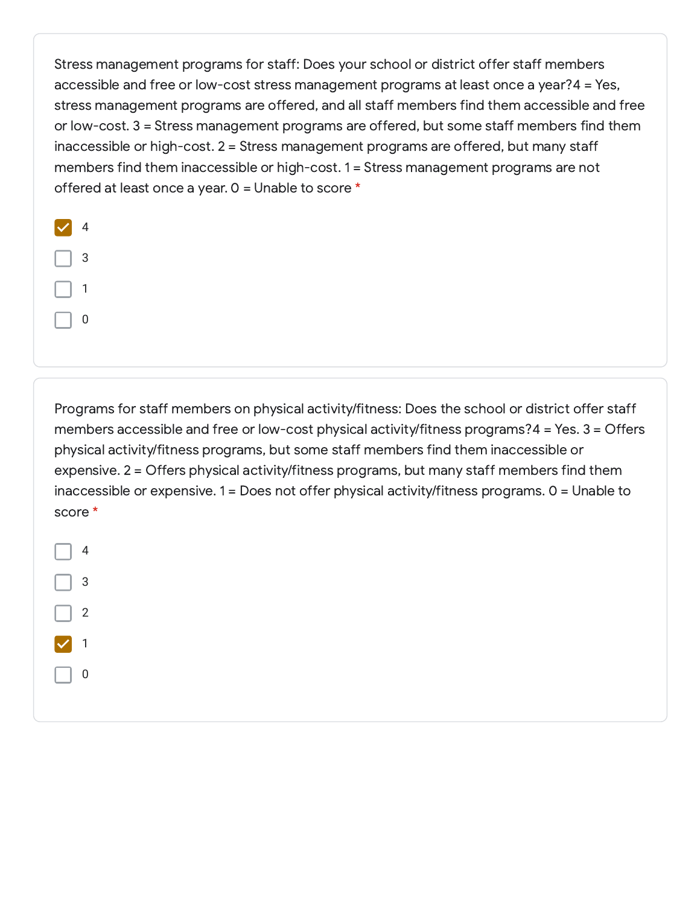Stress management programs for staff: Does your school or district offer staff members accessible and free or low-cost stress management programs at least once a year?4 = Yes, stress management programs are offered, and all staff members find them accessible and free or low-cost. 3 = Stress management programs are offered, but some staff members find them inaccessible or high-cost. 2 = Stress management programs are offered, but many staff members find them inaccessible or high-cost. 1 = Stress management programs are not offered at least once a year. 0 = Unable to score *

- [x] 4
- [ ] 3
- [ ] 1
- [ ] 0

Programs for staff members on physical activity/fitness: Does the school or district offer staff members accessible and free or low-cost physical activity/fitness programs?4 = Yes. 3 = Offers physical activity/fitness programs, but some staff members find them inaccessible or expensive. 2 = Offers physical activity/fitness programs, but many staff members find them inaccessible or expensive. 1 = Does not offer physical activity/fitness programs. 0 = Unable to score *

- [ ] 4
- [ ] 3
- [ ] 2
- [x] 1
- [ ] 0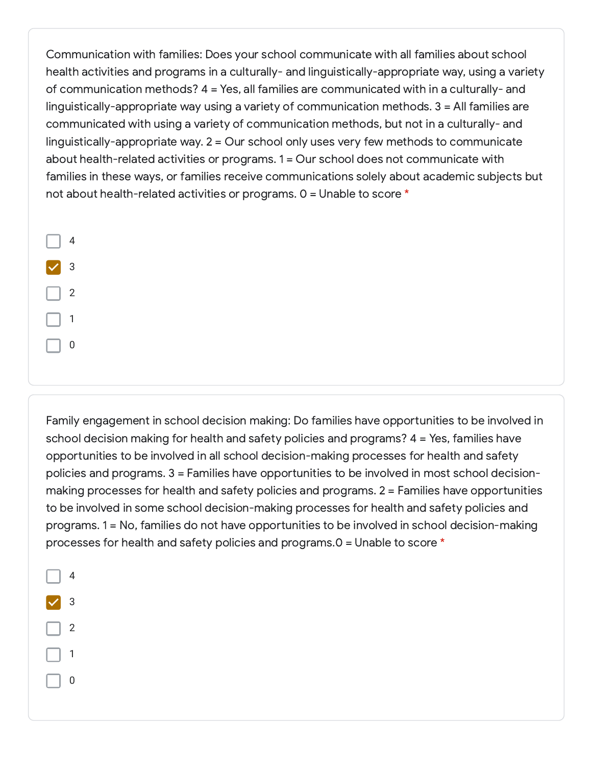Communication with families: Does your school communicate with all families about school health activities and programs in a culturally- and linguistically-appropriate way, using a variety of communication methods? 4 = Yes, all families are communicated with in a culturally- and linguistically-appropriate way using a variety of communication methods. 3 = All families are communicated with using a variety of communication methods, but not in a culturally- and linguistically-appropriate way. 2 = Our school only uses very few methods to communicate about health-related activities or programs. 1 = Our school does not communicate with families in these ways, or families receive communications solely about academic subjects but not about health-related activities or programs. 0 = Unable to score *

- [ ] 4
- [x] 3
- [ ] 2
- [ ] 1
- [ ] 0

Family engagement in school decision making: Do families have opportunities to be involved in school decision making for health and safety policies and programs? 4 = Yes, families have opportunities to be involved in all school decision-making processes for health and safety policies and programs. 3 = Families have opportunities to be involved in most school decision-making processes for health and safety policies and programs. 2 = Families have opportunities to be involved in some school decision-making processes for health and safety policies and programs. 1 = No, families do not have opportunities to be involved in school decision-making processes for health and safety policies and programs.0 = Unable to score *

- [ ] 4
- [x] 3
- [ ] 2
- [ ] 1
- [ ] 0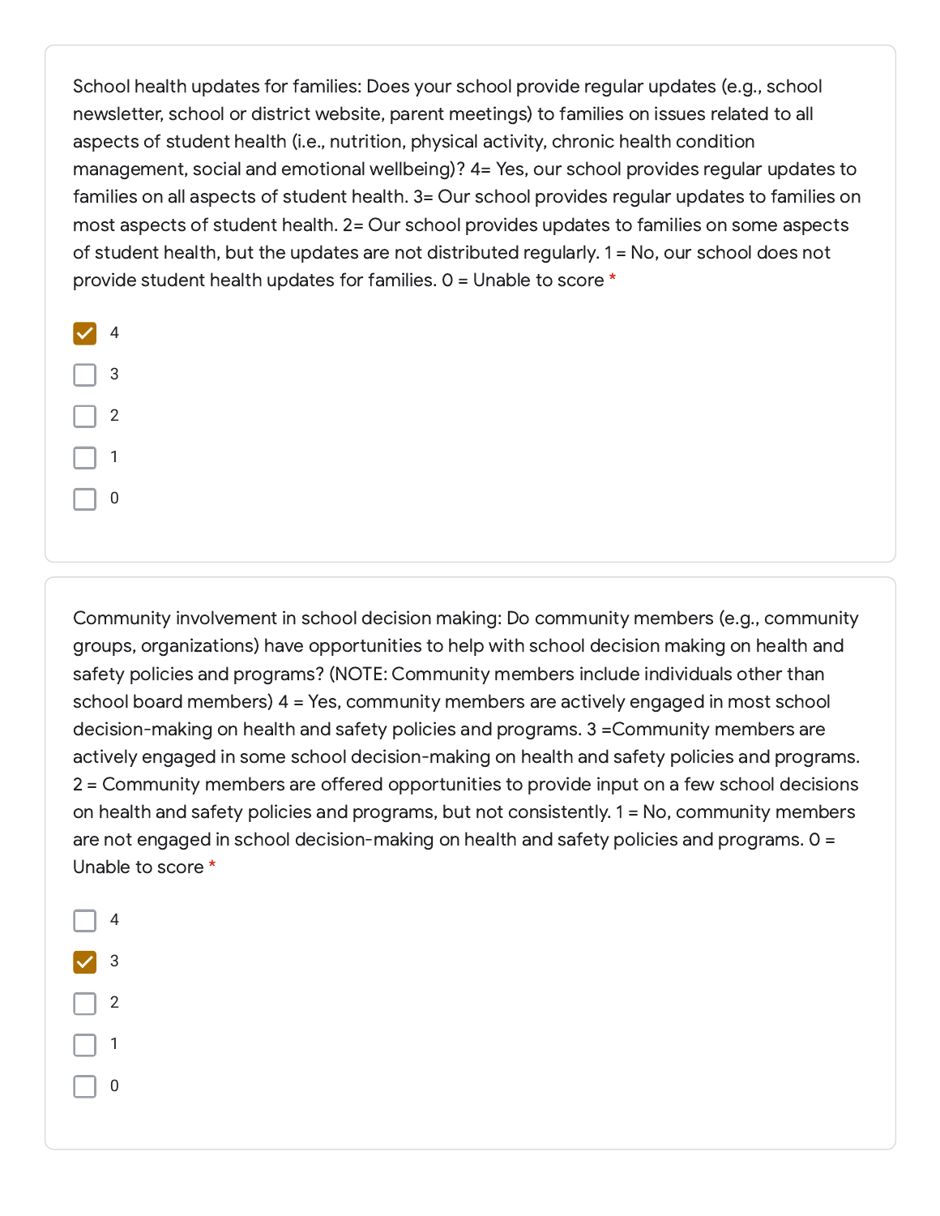School health updates for families: Does your school provide regular updates (e.g., school newsletter, school or district website, parent meetings) to families on issues related to all aspects of student health (i.e., nutrition, physical activity, chronic health condition management, social and emotional wellbeing)? 4= Yes, our school provides regular updates to families on all aspects of student health. 3= Our school provides regular updates to families on most aspects of student health. 2= Our school provides updates to families on some aspects of student health, but the updates are not distributed regularly. 1 = No, our school does not provide student health updates for families. 0 = Unable to score *

- [x] 4
- [ ] 3
- [ ] 2
- [ ] 1
- [ ] 0

Community involvement in school decision making: Do community members (e.g., community groups, organizations) have opportunities to help with school decision making on health and safety policies and programs? (NOTE: Community members include individuals other than school board members) 4 = Yes, community members are actively engaged in most school decision-making on health and safety policies and programs. 3 =Community members are actively engaged in some school decision-making on health and safety policies and programs. 2 = Community members are offered opportunities to provide input on a few school decisions on health and safety policies and programs, but not consistently. 1 = No, community members are not engaged in school decision-making on health and safety policies and programs. 0 = Unable to score *

- [ ] 4
- [x] 3
- [ ] 2
- [ ] 1
- [ ] 0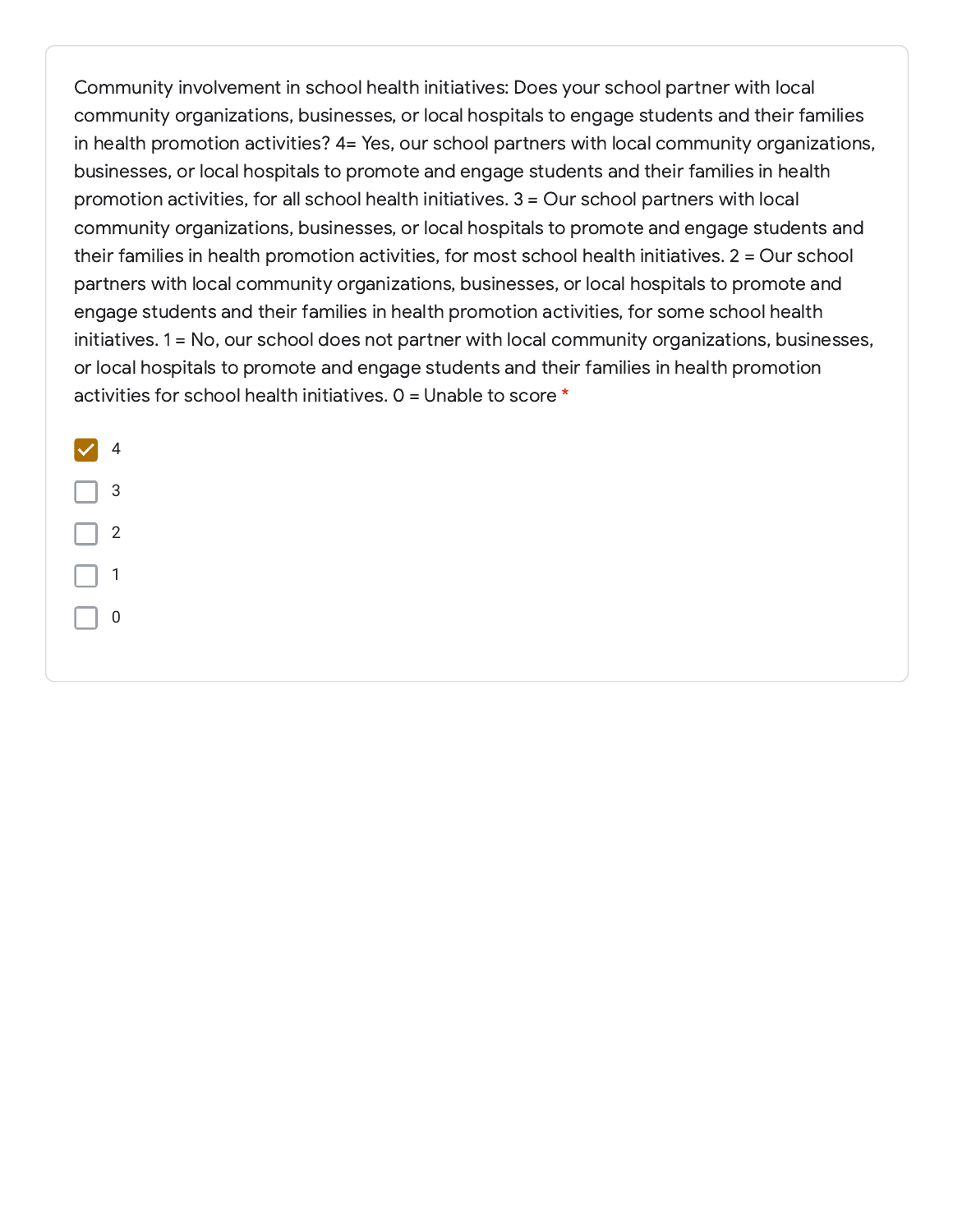Community involvement in school health initiatives: Does your school partner with local community organizations, businesses, or local hospitals to engage students and their families in health promotion activities? 4= Yes, our school partners with local community organizations, businesses, or local hospitals to promote and engage students and their families in health promotion activities, for all school health initiatives. 3 = Our school partners with local community organizations, businesses, or local hospitals to promote and engage students and their families in health promotion activities, for most school health initiatives. 2 = Our school partners with local community organizations, businesses, or local hospitals to promote and engage students and their families in health promotion activities, for some school health initiatives. 1 = No, our school does not partner with local community organizations, businesses, or local hospitals to promote and engage students and their families in health promotion activities for school health initiatives. 0 = Unable to score *

- [x] 4
- [ ] 3
- [ ] 2
- [ ] 1
- [ ] 0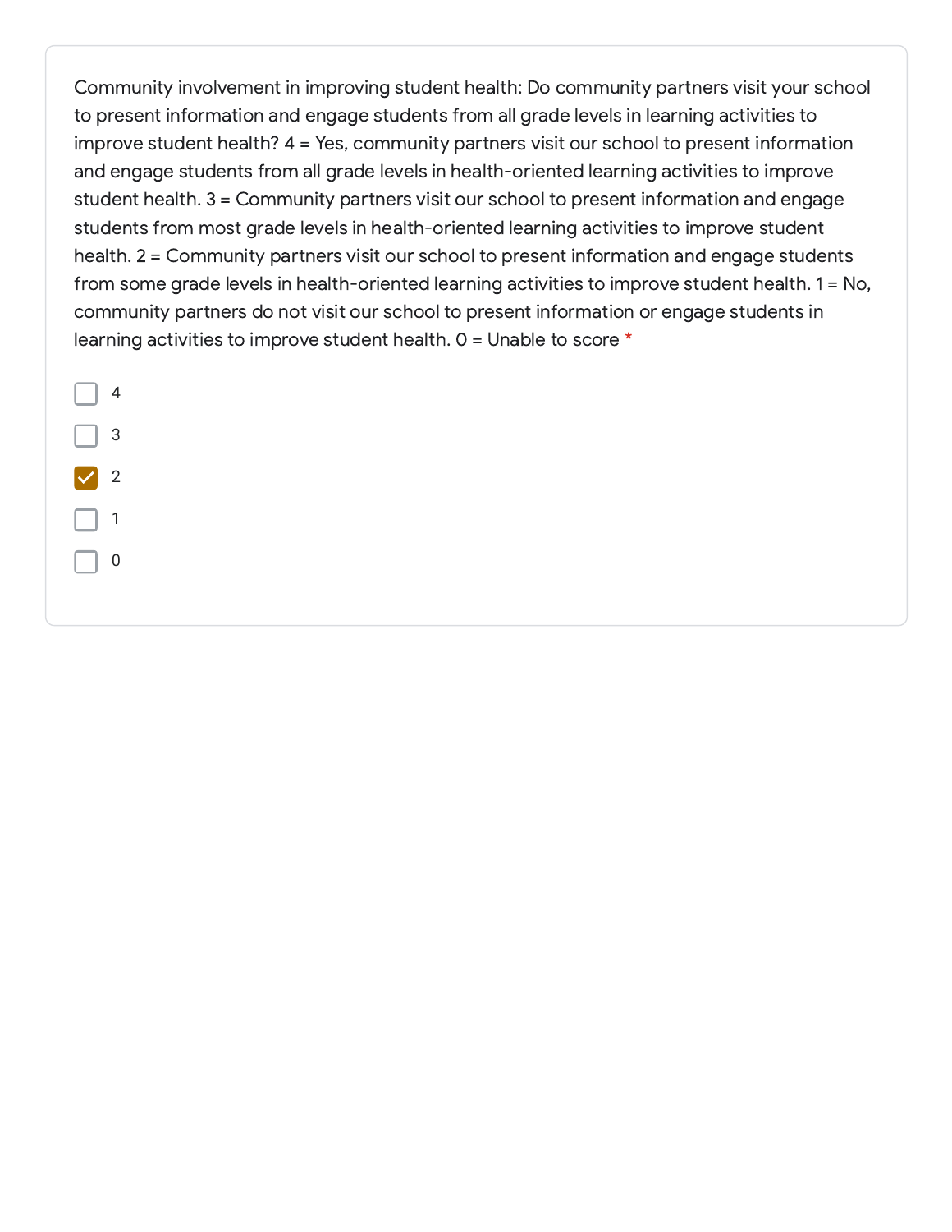Community involvement in improving student health: Do community partners visit your school to present information and engage students from all grade levels in learning activities to improve student health? 4 = Yes, community partners visit our school to present information and engage students from all grade levels in health-oriented learning activities to improve student health. 3 = Community partners visit our school to present information and engage students from most grade levels in health-oriented learning activities to improve student health. 2 = Community partners visit our school to present information and engage students from some grade levels in health-oriented learning activities to improve student health. 1 = No, community partners do not visit our school to present information or engage students in learning activities to improve student health. 0 = Unable to score *

- [ ] 4
- [ ] 3
- [x] 2
- [ ] 1
- [ ] 0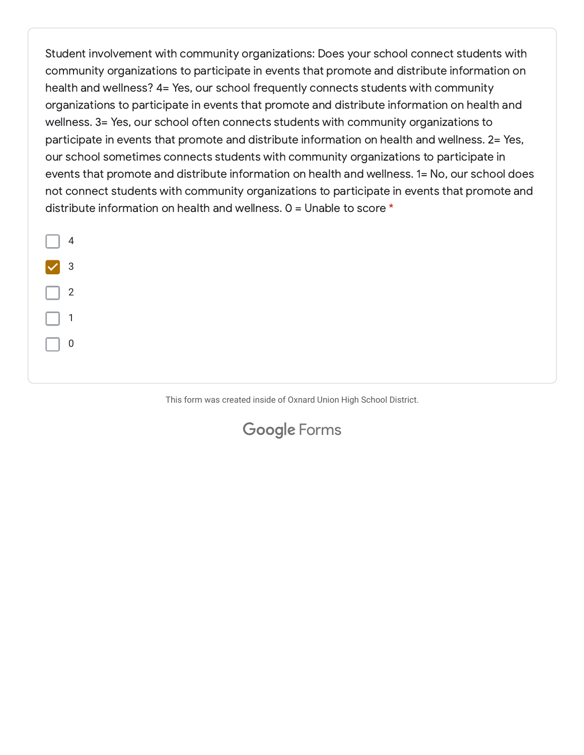Student involvement with community organizations: Does your school connect students with community organizations to participate in events that promote and distribute information on health and wellness? 4= Yes, our school frequently connects students with community organizations to participate in events that promote and distribute information on health and wellness. 3= Yes, our school often connects students with community organizations to participate in events that promote and distribute information on health and wellness. 2= Yes, our school sometimes connects students with community organizations to participate in events that promote and distribute information on health and wellness. 1= No, our school does not connect students with community organizations to participate in events that promote and distribute information on health and wellness. 0 = Unable to score *

- [ ] 4
- [x] 3
- [ ] 2
- [ ] 1
- [ ] 0

This form was created inside of Oxnard Union High School District.

Google Forms